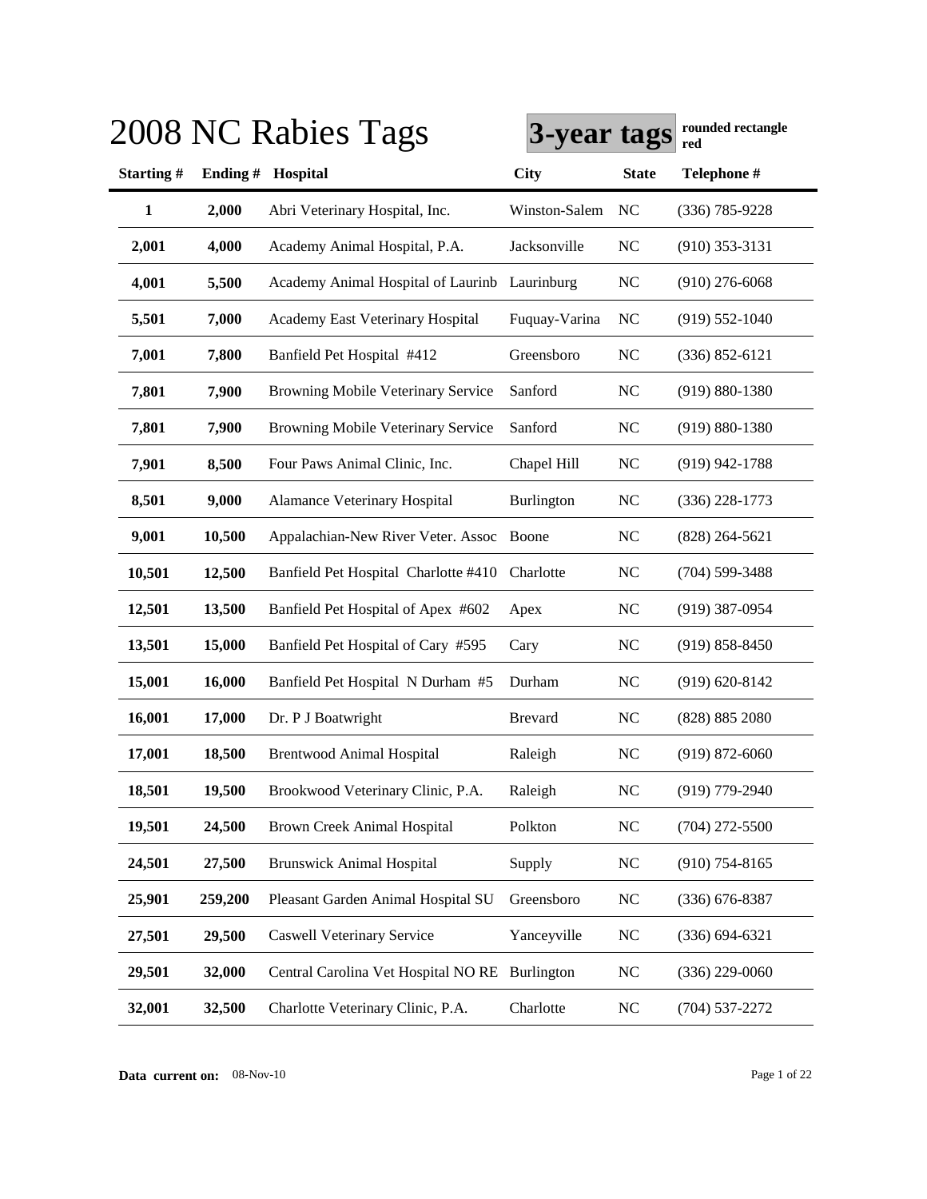# 2008 NC Rabies Tags

**3-year tags** **rounded rectangle red**

| Starting # | Ending # | Hospital | City | State | Telephone # |
|---|---|---|---|---|---|
| **1** | **2,000** | Abri Veterinary Hospital, Inc. | Winston-Salem | NC | (336) 785-9228 |
| **2,001** | **4,000** | Academy Animal Hospital, P.A. | Jacksonville | NC | (910) 353-3131 |
| **4,001** | **5,500** | Academy Animal Hospital of Laurinb | Laurinburg | NC | (910) 276-6068 |
| **5,501** | **7,000** | Academy East Veterinary Hospital | Fuquay-Varina | NC | (919) 552-1040 |
| **7,001** | **7,800** | Banfield Pet Hospital #412 | Greensboro | NC | (336) 852-6121 |
| **7,801** | **7,900** | Browning Mobile Veterinary Service | Sanford | NC | (919) 880-1380 |
| **7,801** | **7,900** | Browning Mobile Veterinary Service | Sanford | NC | (919) 880-1380 |
| **7,901** | **8,500** | Four Paws Animal Clinic, Inc. | Chapel Hill | NC | (919) 942-1788 |
| **8,501** | **9,000** | Alamance Veterinary Hospital | Burlington | NC | (336) 228-1773 |
| **9,001** | **10,500** | Appalachian-New River Veter. Assoc | Boone | NC | (828) 264-5621 |
| **10,501** | **12,500** | Banfield Pet Hospital Charlotte #410 | Charlotte | NC | (704) 599-3488 |
| **12,501** | **13,500** | Banfield Pet Hospital of Apex #602 | Apex | NC | (919) 387-0954 |
| **13,501** | **15,000** | Banfield Pet Hospital of Cary #595 | Cary | NC | (919) 858-8450 |
| **15,001** | **16,000** | Banfield Pet Hospital N Durham #5 | Durham | NC | (919) 620-8142 |
| **16,001** | **17,000** | Dr. P J Boatwright | Brevard | NC | (828) 885 2080 |
| **17,001** | **18,500** | Brentwood Animal Hospital | Raleigh | NC | (919) 872-6060 |
| **18,501** | **19,500** | Brookwood Veterinary Clinic, P.A. | Raleigh | NC | (919) 779-2940 |
| **19,501** | **24,500** | Brown Creek Animal Hospital | Polkton | NC | (704) 272-5500 |
| **24,501** | **27,500** | Brunswick Animal Hospital | Supply | NC | (910) 754-8165 |
| **25,901** | **259,200** | Pleasant Garden Animal Hospital SU | Greensboro | NC | (336) 676-8387 |
| **27,501** | **29,500** | Caswell Veterinary Service | Yanceyville | NC | (336) 694-6321 |
| **29,501** | **32,000** | Central Carolina Vet Hospital NO RE | Burlington | NC | (336) 229-0060 |
| **32,001** | **32,500** | Charlotte Veterinary Clinic, P.A. | Charlotte | NC | (704) 537-2272 |

**Data current on:** 08-Nov-10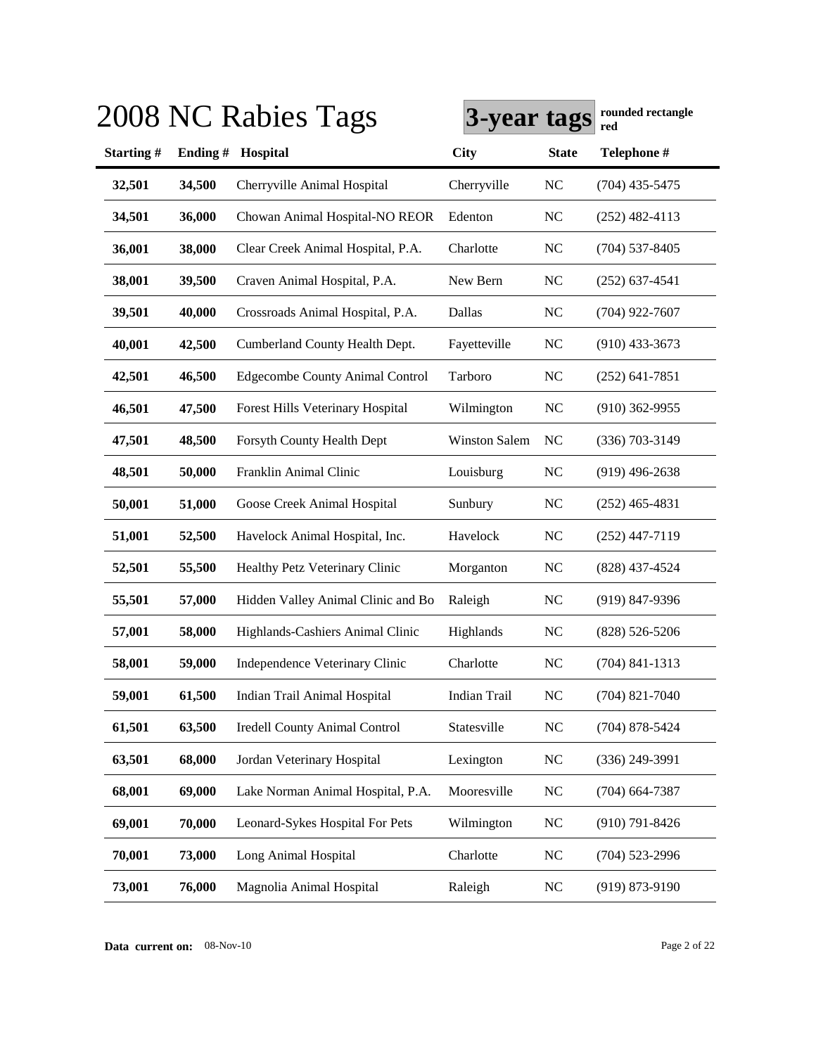# 2008 NC Rabies Tags

**3-year tags** **rounded rectangle red**

| Starting # | Ending # | Hospital | City | State | Telephone # |
|---|---|---|---|---|---|
| **32,501** | **34,500** | Cherryville Animal Hospital | Cherryville | NC | (704) 435-5475 |
| **34,501** | **36,000** | Chowan Animal Hospital-NO REOR | Edenton | NC | (252) 482-4113 |
| **36,001** | **38,000** | Clear Creek Animal Hospital, P.A. | Charlotte | NC | (704) 537-8405 |
| **38,001** | **39,500** | Craven Animal Hospital, P.A. | New Bern | NC | (252) 637-4541 |
| **39,501** | **40,000** | Crossroads Animal Hospital, P.A. | Dallas | NC | (704) 922-7607 |
| **40,001** | **42,500** | Cumberland County Health Dept. | Fayetteville | NC | (910) 433-3673 |
| **42,501** | **46,500** | Edgecombe County Animal Control | Tarboro | NC | (252) 641-7851 |
| **46,501** | **47,500** | Forest Hills Veterinary Hospital | Wilmington | NC | (910) 362-9955 |
| **47,501** | **48,500** | Forsyth County Health Dept | Winston Salem | NC | (336) 703-3149 |
| **48,501** | **50,000** | Franklin Animal Clinic | Louisburg | NC | (919) 496-2638 |
| **50,001** | **51,000** | Goose Creek Animal Hospital | Sunbury | NC | (252) 465-4831 |
| **51,001** | **52,500** | Havelock Animal Hospital, Inc. | Havelock | NC | (252) 447-7119 |
| **52,501** | **55,500** | Healthy Petz Veterinary Clinic | Morganton | NC | (828) 437-4524 |
| **55,501** | **57,000** | Hidden Valley Animal Clinic and Bo | Raleigh | NC | (919) 847-9396 |
| **57,001** | **58,000** | Highlands-Cashiers Animal Clinic | Highlands | NC | (828) 526-5206 |
| **58,001** | **59,000** | Independence Veterinary Clinic | Charlotte | NC | (704) 841-1313 |
| **59,001** | **61,500** | Indian Trail Animal Hospital | Indian Trail | NC | (704) 821-7040 |
| **61,501** | **63,500** | Iredell County Animal Control | Statesville | NC | (704) 878-5424 |
| **63,501** | **68,000** | Jordan Veterinary Hospital | Lexington | NC | (336) 249-3991 |
| **68,001** | **69,000** | Lake Norman Animal Hospital, P.A. | Mooresville | NC | (704) 664-7387 |
| **69,001** | **70,000** | Leonard-Sykes Hospital For Pets | Wilmington | NC | (910) 791-8426 |
| **70,001** | **73,000** | Long Animal Hospital | Charlotte | NC | (704) 523-2996 |
| **73,001** | **76,000** | Magnolia Animal Hospital | Raleigh | NC | (919) 873-9190 |

**Data current on:** 08-Nov-10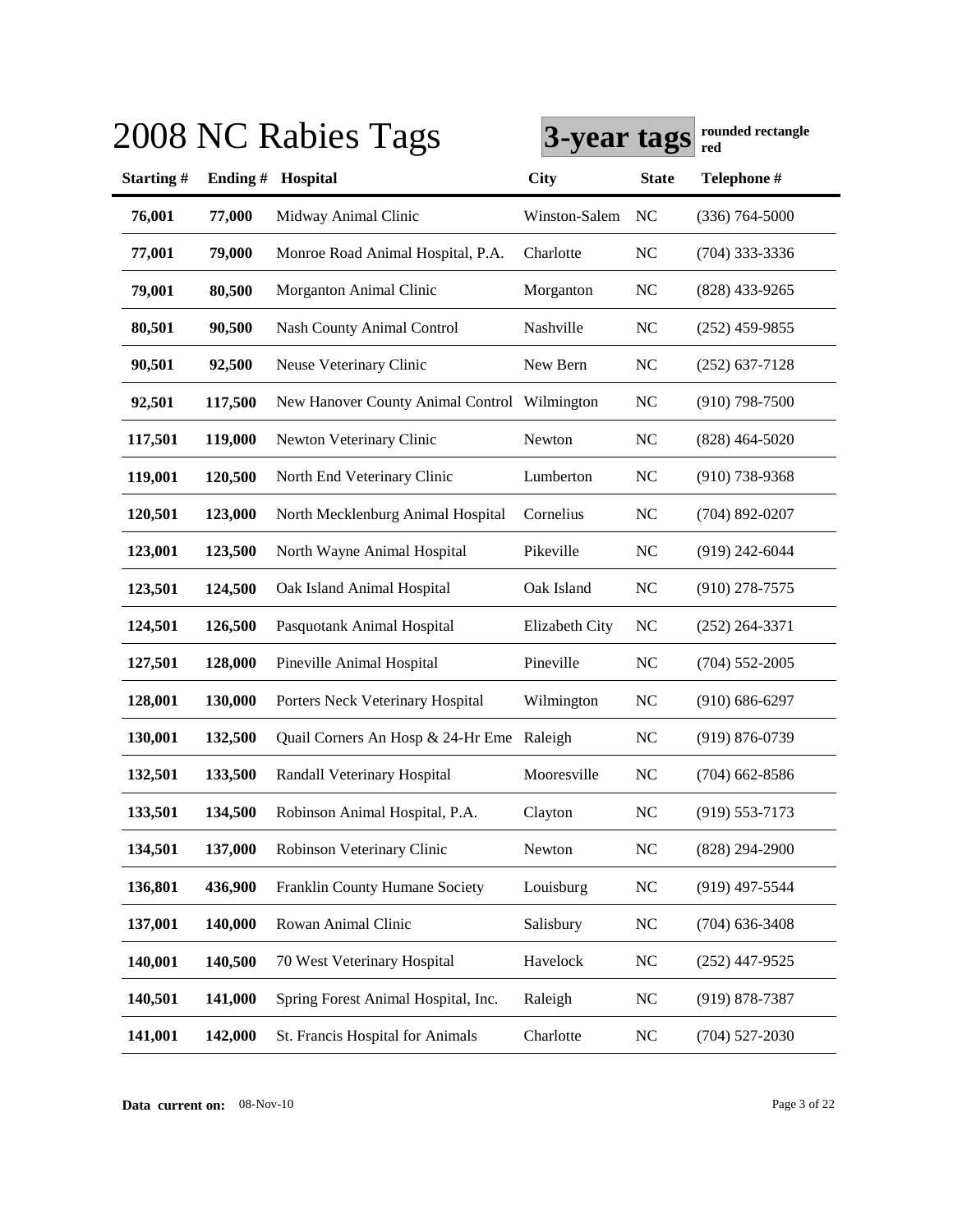# 2008 NC Rabies Tags

**3-year tags** **rounded rectangle red**

| Starting # | Ending # | Hospital | City | State | Telephone # |
|---|---|---|---|---|---|
| **76,001** | **77,000** | Midway Animal Clinic | Winston-Salem | NC | (336) 764-5000 |
| **77,001** | **79,000** | Monroe Road Animal Hospital, P.A. | Charlotte | NC | (704) 333-3336 |
| **79,001** | **80,500** | Morganton Animal Clinic | Morganton | NC | (828) 433-9265 |
| **80,501** | **90,500** | Nash County Animal Control | Nashville | NC | (252) 459-9855 |
| **90,501** | **92,500** | Neuse Veterinary Clinic | New Bern | NC | (252) 637-7128 |
| **92,501** | **117,500** | New Hanover County Animal Control | Wilmington | NC | (910) 798-7500 |
| **117,501** | **119,000** | Newton Veterinary Clinic | Newton | NC | (828) 464-5020 |
| **119,001** | **120,500** | North End Veterinary Clinic | Lumberton | NC | (910) 738-9368 |
| **120,501** | **123,000** | North Mecklenburg Animal Hospital | Cornelius | NC | (704) 892-0207 |
| **123,001** | **123,500** | North Wayne Animal Hospital | Pikeville | NC | (919) 242-6044 |
| **123,501** | **124,500** | Oak Island Animal Hospital | Oak Island | NC | (910) 278-7575 |
| **124,501** | **126,500** | Pasquotank Animal Hospital | Elizabeth City | NC | (252) 264-3371 |
| **127,501** | **128,000** | Pineville Animal Hospital | Pineville | NC | (704) 552-2005 |
| **128,001** | **130,000** | Porters Neck Veterinary Hospital | Wilmington | NC | (910) 686-6297 |
| **130,001** | **132,500** | Quail Corners An Hosp & 24-Hr Eme | Raleigh | NC | (919) 876-0739 |
| **132,501** | **133,500** | Randall Veterinary Hospital | Mooresville | NC | (704) 662-8586 |
| **133,501** | **134,500** | Robinson Animal Hospital, P.A. | Clayton | NC | (919) 553-7173 |
| **134,501** | **137,000** | Robinson Veterinary Clinic | Newton | NC | (828) 294-2900 |
| **136,801** | **436,900** | Franklin County Humane Society | Louisburg | NC | (919) 497-5544 |
| **137,001** | **140,000** | Rowan Animal Clinic | Salisbury | NC | (704) 636-3408 |
| **140,001** | **140,500** | 70 West Veterinary Hospital | Havelock | NC | (252) 447-9525 |
| **140,501** | **141,000** | Spring Forest Animal Hospital, Inc. | Raleigh | NC | (919) 878-7387 |
| **141,001** | **142,000** | St. Francis Hospital for Animals | Charlotte | NC | (704) 527-2030 |

**Data current on:** 08-Nov-10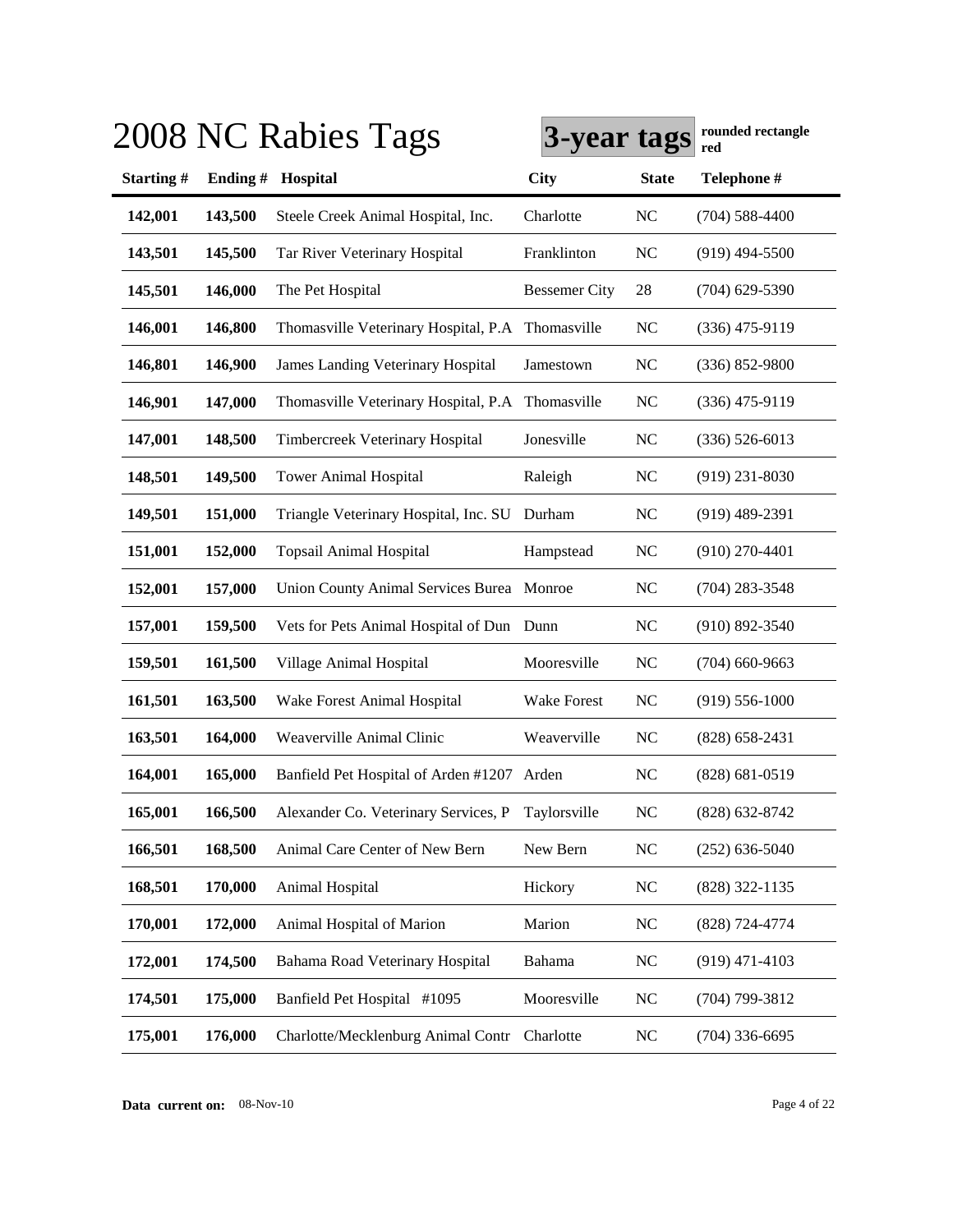# 2008 NC Rabies Tags

**3-year tags** **rounded rectangle red**

| Starting # | Ending # | Hospital | City | State | Telephone # |
|---|---|---|---|---|---|
| **142,001** | **143,500** | Steele Creek Animal Hospital, Inc. | Charlotte | NC | (704) 588-4400 |
| **143,501** | **145,500** | Tar River Veterinary Hospital | Franklinton | NC | (919) 494-5500 |
| **145,501** | **146,000** | The Pet Hospital | Bessemer City | 28 | (704) 629-5390 |
| **146,001** | **146,800** | Thomasville Veterinary Hospital, P.A | Thomasville | NC | (336) 475-9119 |
| **146,801** | **146,900** | James Landing Veterinary Hospital | Jamestown | NC | (336) 852-9800 |
| **146,901** | **147,000** | Thomasville Veterinary Hospital, P.A | Thomasville | NC | (336) 475-9119 |
| **147,001** | **148,500** | Timbercreek Veterinary Hospital | Jonesville | NC | (336) 526-6013 |
| **148,501** | **149,500** | Tower Animal Hospital | Raleigh | NC | (919) 231-8030 |
| **149,501** | **151,000** | Triangle Veterinary Hospital, Inc. SU | Durham | NC | (919) 489-2391 |
| **151,001** | **152,000** | Topsail Animal Hospital | Hampstead | NC | (910) 270-4401 |
| **152,001** | **157,000** | Union County Animal Services Burea | Monroe | NC | (704) 283-3548 |
| **157,001** | **159,500** | Vets for Pets Animal Hospital of Dun | Dunn | NC | (910) 892-3540 |
| **159,501** | **161,500** | Village Animal Hospital | Mooresville | NC | (704) 660-9663 |
| **161,501** | **163,500** | Wake Forest Animal Hospital | Wake Forest | NC | (919) 556-1000 |
| **163,501** | **164,000** | Weaverville Animal Clinic | Weaverville | NC | (828) 658-2431 |
| **164,001** | **165,000** | Banfield Pet Hospital of Arden #1207 | Arden | NC | (828) 681-0519 |
| **165,001** | **166,500** | Alexander Co. Veterinary Services, P | Taylorsville | NC | (828) 632-8742 |
| **166,501** | **168,500** | Animal Care Center of New Bern | New Bern | NC | (252) 636-5040 |
| **168,501** | **170,000** | Animal Hospital | Hickory | NC | (828) 322-1135 |
| **170,001** | **172,000** | Animal Hospital of Marion | Marion | NC | (828) 724-4774 |
| **172,001** | **174,500** | Bahama Road Veterinary Hospital | Bahama | NC | (919) 471-4103 |
| **174,501** | **175,000** | Banfield Pet Hospital #1095 | Mooresville | NC | (704) 799-3812 |
| **175,001** | **176,000** | Charlotte/Mecklenburg Animal Contr | Charlotte | NC | (704) 336-6695 |

**Data current on:** 08-Nov-10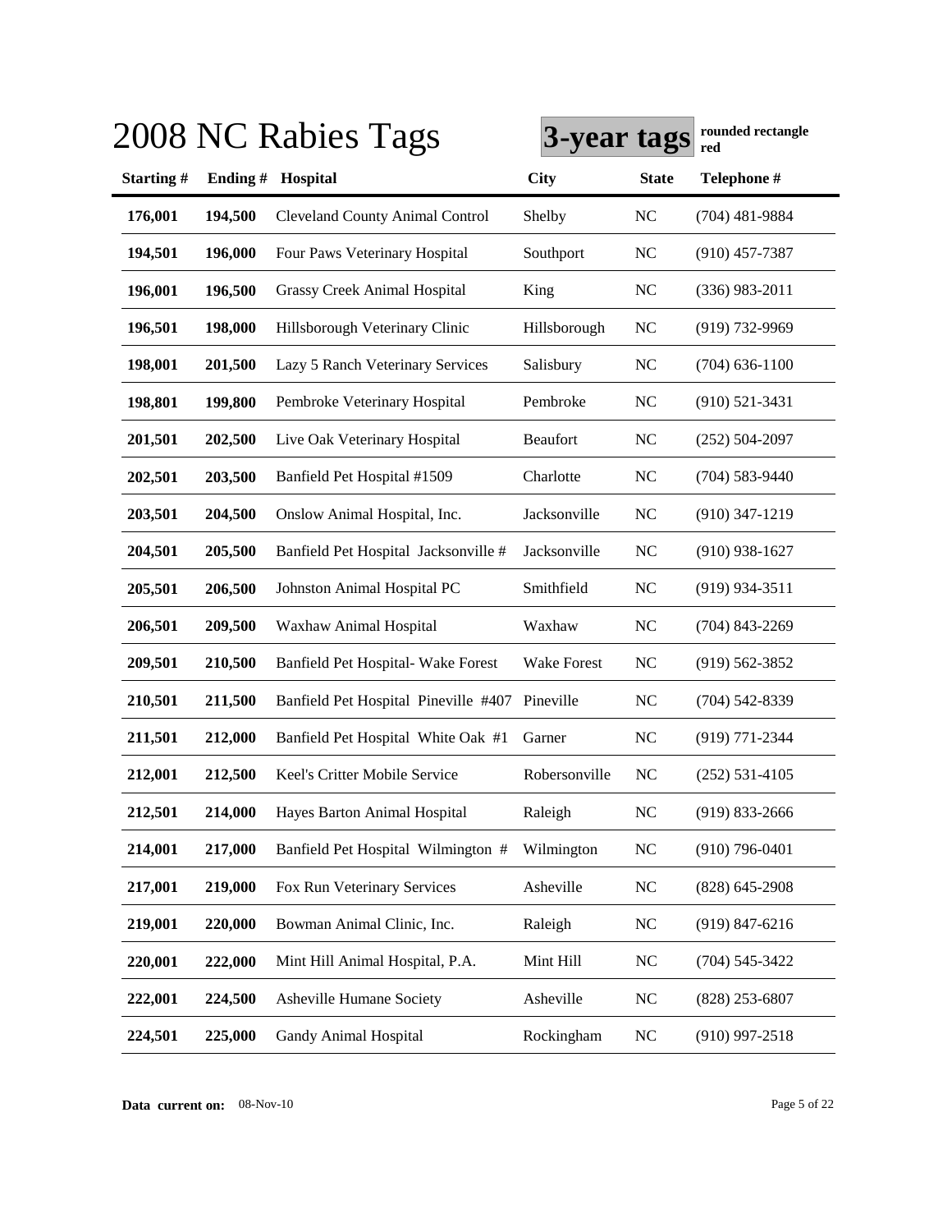# 2008 NC Rabies Tags

**3-year tags** **rounded rectangle red**

| Starting # | Ending # | Hospital | City | State | Telephone # |
|---|---|---|---|---|---|
| 176,001 | 194,500 | Cleveland County Animal Control | Shelby | NC | (704) 481-9884 |
| 194,501 | 196,000 | Four Paws Veterinary Hospital | Southport | NC | (910) 457-7387 |
| 196,001 | 196,500 | Grassy Creek Animal Hospital | King | NC | (336) 983-2011 |
| 196,501 | 198,000 | Hillsborough Veterinary Clinic | Hillsborough | NC | (919) 732-9969 |
| 198,001 | 201,500 | Lazy 5 Ranch Veterinary Services | Salisbury | NC | (704) 636-1100 |
| 198,801 | 199,800 | Pembroke Veterinary Hospital | Pembroke | NC | (910) 521-3431 |
| 201,501 | 202,500 | Live Oak Veterinary Hospital | Beaufort | NC | (252) 504-2097 |
| 202,501 | 203,500 | Banfield Pet Hospital #1509 | Charlotte | NC | (704) 583-9440 |
| 203,501 | 204,500 | Onslow Animal Hospital, Inc. | Jacksonville | NC | (910) 347-1219 |
| 204,501 | 205,500 | Banfield Pet Hospital Jacksonville # | Jacksonville | NC | (910) 938-1627 |
| 205,501 | 206,500 | Johnston Animal Hospital PC | Smithfield | NC | (919) 934-3511 |
| 206,501 | 209,500 | Waxhaw Animal Hospital | Waxhaw | NC | (704) 843-2269 |
| 209,501 | 210,500 | Banfield Pet Hospital- Wake Forest | Wake Forest | NC | (919) 562-3852 |
| 210,501 | 211,500 | Banfield Pet Hospital Pineville #407 | Pineville | NC | (704) 542-8339 |
| 211,501 | 212,000 | Banfield Pet Hospital White Oak #1 | Garner | NC | (919) 771-2344 |
| 212,001 | 212,500 | Keel's Critter Mobile Service | Robersonville | NC | (252) 531-4105 |
| 212,501 | 214,000 | Hayes Barton Animal Hospital | Raleigh | NC | (919) 833-2666 |
| 214,001 | 217,000 | Banfield Pet Hospital Wilmington # | Wilmington | NC | (910) 796-0401 |
| 217,001 | 219,000 | Fox Run Veterinary Services | Asheville | NC | (828) 645-2908 |
| 219,001 | 220,000 | Bowman Animal Clinic, Inc. | Raleigh | NC | (919) 847-6216 |
| 220,001 | 222,000 | Mint Hill Animal Hospital, P.A. | Mint Hill | NC | (704) 545-3422 |
| 222,001 | 224,500 | Asheville Humane Society | Asheville | NC | (828) 253-6807 |
| 224,501 | 225,000 | Gandy Animal Hospital | Rockingham | NC | (910) 997-2518 |

**Data current on:** 08-Nov-10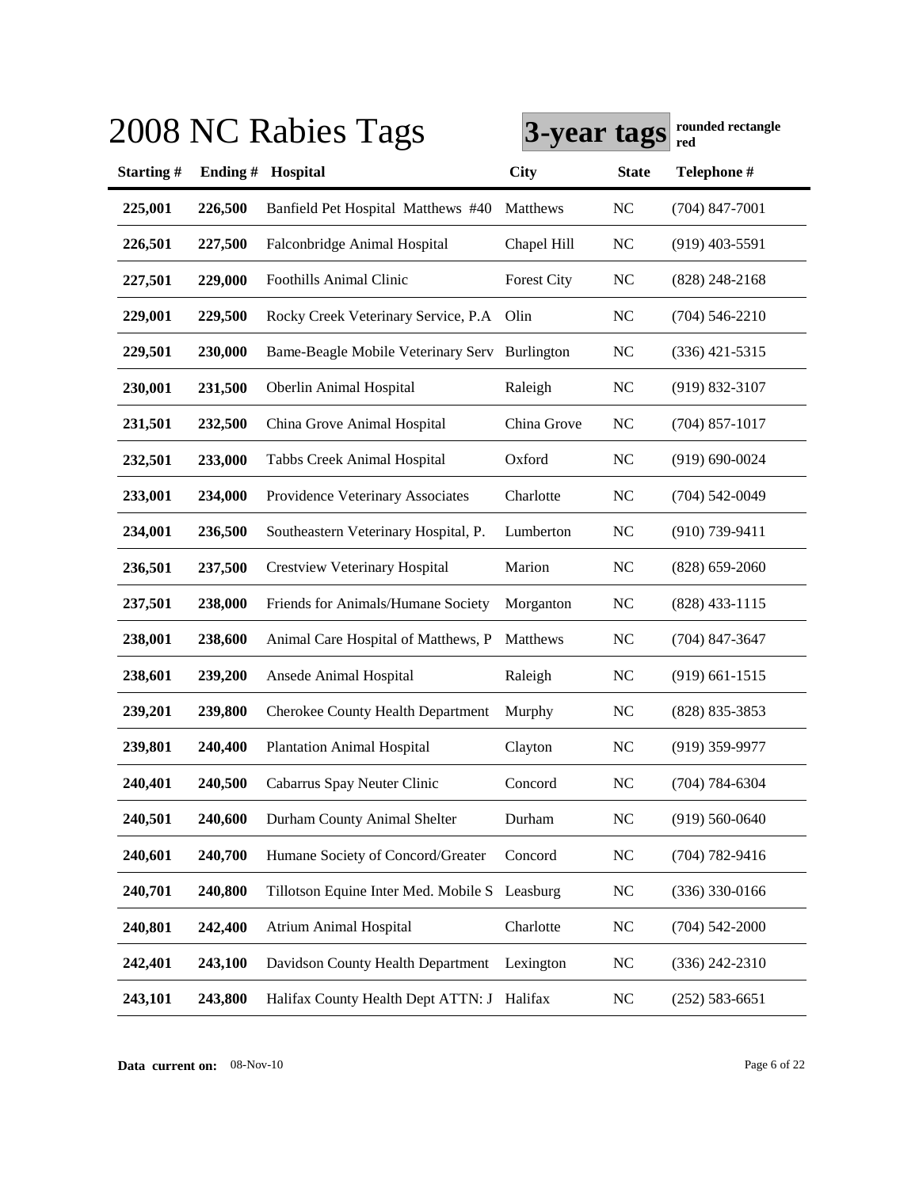# 2008 NC Rabies Tags

**3-year tags** **rounded rectangle red**

| Starting # | Ending # | Hospital | City | State | Telephone # |
|---|---|---|---|---|---|
| 225,001 | 226,500 | Banfield Pet Hospital Matthews #40 | Matthews | NC | (704) 847-7001 |
| 226,501 | 227,500 | Falconbridge Animal Hospital | Chapel Hill | NC | (919) 403-5591 |
| 227,501 | 229,000 | Foothills Animal Clinic | Forest City | NC | (828) 248-2168 |
| 229,001 | 229,500 | Rocky Creek Veterinary Service, P.A | Olin | NC | (704) 546-2210 |
| 229,501 | 230,000 | Bame-Beagle Mobile Veterinary Serv | Burlington | NC | (336) 421-5315 |
| 230,001 | 231,500 | Oberlin Animal Hospital | Raleigh | NC | (919) 832-3107 |
| 231,501 | 232,500 | China Grove Animal Hospital | China Grove | NC | (704) 857-1017 |
| 232,501 | 233,000 | Tabbs Creek Animal Hospital | Oxford | NC | (919) 690-0024 |
| 233,001 | 234,000 | Providence Veterinary Associates | Charlotte | NC | (704) 542-0049 |
| 234,001 | 236,500 | Southeastern Veterinary Hospital, P. | Lumberton | NC | (910) 739-9411 |
| 236,501 | 237,500 | Crestview Veterinary Hospital | Marion | NC | (828) 659-2060 |
| 237,501 | 238,000 | Friends for Animals/Humane Society | Morganton | NC | (828) 433-1115 |
| 238,001 | 238,600 | Animal Care Hospital of Matthews, P | Matthews | NC | (704) 847-3647 |
| 238,601 | 239,200 | Ansede Animal Hospital | Raleigh | NC | (919) 661-1515 |
| 239,201 | 239,800 | Cherokee County Health Department | Murphy | NC | (828) 835-3853 |
| 239,801 | 240,400 | Plantation Animal Hospital | Clayton | NC | (919) 359-9977 |
| 240,401 | 240,500 | Cabarrus Spay Neuter Clinic | Concord | NC | (704) 784-6304 |
| 240,501 | 240,600 | Durham County Animal Shelter | Durham | NC | (919) 560-0640 |
| 240,601 | 240,700 | Humane Society of Concord/Greater | Concord | NC | (704) 782-9416 |
| 240,701 | 240,800 | Tillotson Equine Inter Med. Mobile S | Leasburg | NC | (336) 330-0166 |
| 240,801 | 242,400 | Atrium Animal Hospital | Charlotte | NC | (704) 542-2000 |
| 242,401 | 243,100 | Davidson County Health Department | Lexington | NC | (336) 242-2310 |
| 243,101 | 243,800 | Halifax County Health Dept ATTN: J | Halifax | NC | (252) 583-6651 |

**Data current on:** 08-Nov-10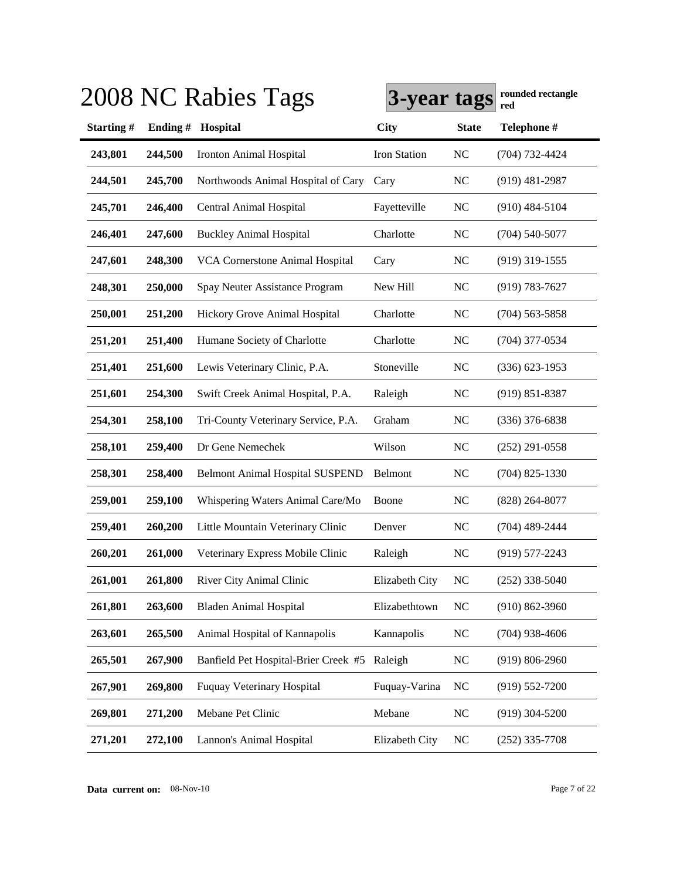# 2008 NC Rabies Tags

**3-year tags** **rounded rectangle red**

| Starting # | Ending # | Hospital | City | State | Telephone # |
|---|---|---|---|---|---|
| 243,801 | 244,500 | Ironton Animal Hospital | Iron Station | NC | (704) 732-4424 |
| 244,501 | 245,700 | Northwoods Animal Hospital of Cary | Cary | NC | (919) 481-2987 |
| 245,701 | 246,400 | Central Animal Hospital | Fayetteville | NC | (910) 484-5104 |
| 246,401 | 247,600 | Buckley Animal Hospital | Charlotte | NC | (704) 540-5077 |
| 247,601 | 248,300 | VCA Cornerstone Animal Hospital | Cary | NC | (919) 319-1555 |
| 248,301 | 250,000 | Spay Neuter Assistance Program | New Hill | NC | (919) 783-7627 |
| 250,001 | 251,200 | Hickory Grove Animal Hospital | Charlotte | NC | (704) 563-5858 |
| 251,201 | 251,400 | Humane Society of Charlotte | Charlotte | NC | (704) 377-0534 |
| 251,401 | 251,600 | Lewis Veterinary Clinic, P.A. | Stoneville | NC | (336) 623-1953 |
| 251,601 | 254,300 | Swift Creek Animal Hospital, P.A. | Raleigh | NC | (919) 851-8387 |
| 254,301 | 258,100 | Tri-County Veterinary Service, P.A. | Graham | NC | (336) 376-6838 |
| 258,101 | 259,400 | Dr Gene Nemechek | Wilson | NC | (252) 291-0558 |
| 258,301 | 258,400 | Belmont Animal Hospital SUSPEND | Belmont | NC | (704) 825-1330 |
| 259,001 | 259,100 | Whispering Waters Animal Care/Mo | Boone | NC | (828) 264-8077 |
| 259,401 | 260,200 | Little Mountain Veterinary Clinic | Denver | NC | (704) 489-2444 |
| 260,201 | 261,000 | Veterinary Express Mobile Clinic | Raleigh | NC | (919) 577-2243 |
| 261,001 | 261,800 | River City Animal Clinic | Elizabeth City | NC | (252) 338-5040 |
| 261,801 | 263,600 | Bladen Animal Hospital | Elizabethtown | NC | (910) 862-3960 |
| 263,601 | 265,500 | Animal Hospital of Kannapolis | Kannapolis | NC | (704) 938-4606 |
| 265,501 | 267,900 | Banfield Pet Hospital-Brier Creek #5 | Raleigh | NC | (919) 806-2960 |
| 267,901 | 269,800 | Fuquay Veterinary Hospital | Fuquay-Varina | NC | (919) 552-7200 |
| 269,801 | 271,200 | Mebane Pet Clinic | Mebane | NC | (919) 304-5200 |
| 271,201 | 272,100 | Lannon's Animal Hospital | Elizabeth City | NC | (252) 335-7708 |

**Data current on:** 08-Nov-10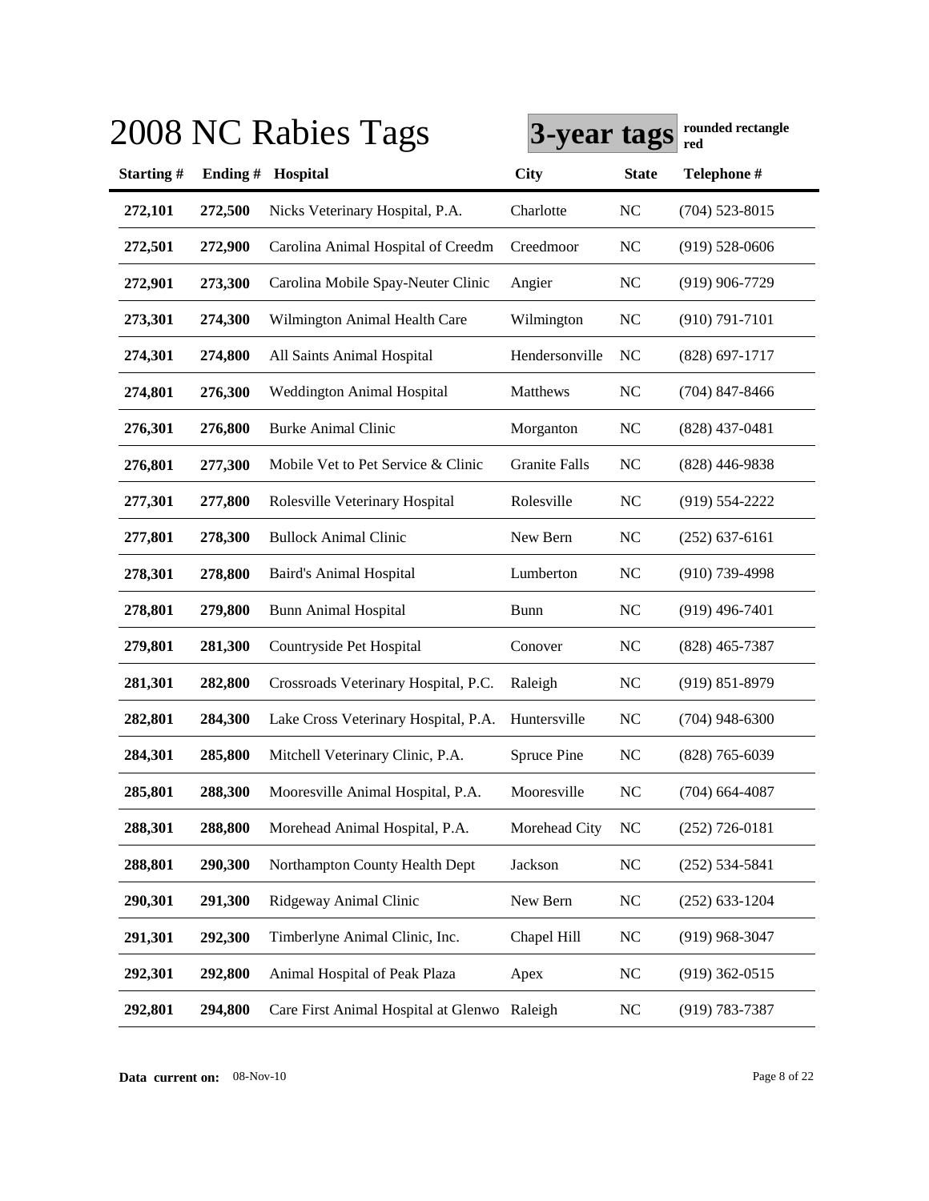# 2008 NC Rabies Tags

**3-year tags** **rounded rectangle red**

| Starting # | Ending # | Hospital | City | State | Telephone # |
|---|---|---|---|---|---|
| **272,101** | **272,500** | Nicks Veterinary Hospital, P.A. | Charlotte | NC | (704) 523-8015 |
| **272,501** | **272,900** | Carolina Animal Hospital of Creedm | Creedmoor | NC | (919) 528-0606 |
| **272,901** | **273,300** | Carolina Mobile Spay-Neuter Clinic | Angier | NC | (919) 906-7729 |
| **273,301** | **274,300** | Wilmington Animal Health Care | Wilmington | NC | (910) 791-7101 |
| **274,301** | **274,800** | All Saints Animal Hospital | Hendersonville | NC | (828) 697-1717 |
| **274,801** | **276,300** | Weddington Animal Hospital | Matthews | NC | (704) 847-8466 |
| **276,301** | **276,800** | Burke Animal Clinic | Morganton | NC | (828) 437-0481 |
| **276,801** | **277,300** | Mobile Vet to Pet Service & Clinic | Granite Falls | NC | (828) 446-9838 |
| **277,301** | **277,800** | Rolesville Veterinary Hospital | Rolesville | NC | (919) 554-2222 |
| **277,801** | **278,300** | Bullock Animal Clinic | New Bern | NC | (252) 637-6161 |
| **278,301** | **278,800** | Baird's Animal Hospital | Lumberton | NC | (910) 739-4998 |
| **278,801** | **279,800** | Bunn Animal Hospital | Bunn | NC | (919) 496-7401 |
| **279,801** | **281,300** | Countryside Pet Hospital | Conover | NC | (828) 465-7387 |
| **281,301** | **282,800** | Crossroads Veterinary Hospital, P.C. | Raleigh | NC | (919) 851-8979 |
| **282,801** | **284,300** | Lake Cross Veterinary Hospital, P.A. | Huntersville | NC | (704) 948-6300 |
| **284,301** | **285,800** | Mitchell Veterinary Clinic, P.A. | Spruce Pine | NC | (828) 765-6039 |
| **285,801** | **288,300** | Mooresville Animal Hospital, P.A. | Mooresville | NC | (704) 664-4087 |
| **288,301** | **288,800** | Morehead Animal Hospital, P.A. | Morehead City | NC | (252) 726-0181 |
| **288,801** | **290,300** | Northampton County Health Dept | Jackson | NC | (252) 534-5841 |
| **290,301** | **291,300** | Ridgeway Animal Clinic | New Bern | NC | (252) 633-1204 |
| **291,301** | **292,300** | Timberlyne Animal Clinic, Inc. | Chapel Hill | NC | (919) 968-3047 |
| **292,301** | **292,800** | Animal Hospital of Peak Plaza | Apex | NC | (919) 362-0515 |
| **292,801** | **294,800** | Care First Animal Hospital at Glenwo | Raleigh | NC | (919) 783-7387 |

**Data current on:** 08-Nov-10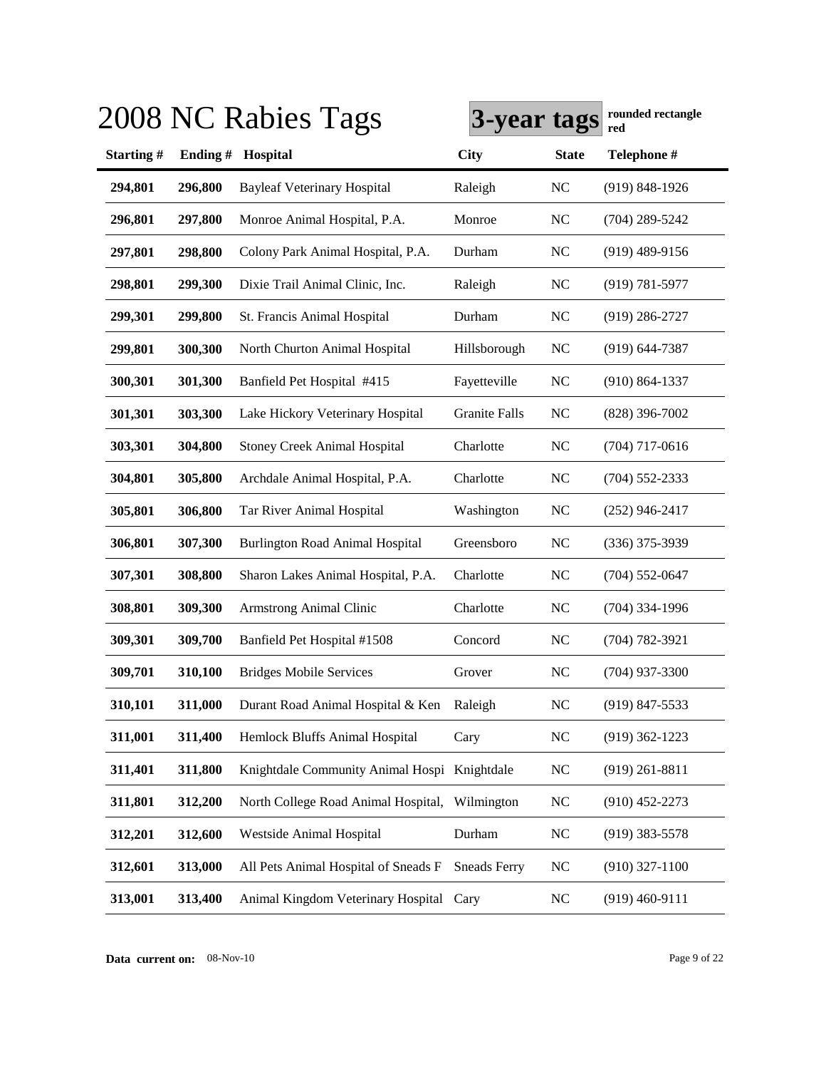# 2008 NC Rabies Tags

**3-year tags** **rounded rectangle red**

| Starting # | Ending # | Hospital | City | State | Telephone # |
|---|---|---|---|---|---|
| **294,801** | **296,800** | Bayleaf Veterinary Hospital | Raleigh | NC | (919) 848-1926 |
| **296,801** | **297,800** | Monroe Animal Hospital, P.A. | Monroe | NC | (704) 289-5242 |
| **297,801** | **298,800** | Colony Park Animal Hospital, P.A. | Durham | NC | (919) 489-9156 |
| **298,801** | **299,300** | Dixie Trail Animal Clinic, Inc. | Raleigh | NC | (919) 781-5977 |
| **299,301** | **299,800** | St. Francis Animal Hospital | Durham | NC | (919) 286-2727 |
| **299,801** | **300,300** | North Churton Animal Hospital | Hillsborough | NC | (919) 644-7387 |
| **300,301** | **301,300** | Banfield Pet Hospital #415 | Fayetteville | NC | (910) 864-1337 |
| **301,301** | **303,300** | Lake Hickory Veterinary Hospital | Granite Falls | NC | (828) 396-7002 |
| **303,301** | **304,800** | Stoney Creek Animal Hospital | Charlotte | NC | (704) 717-0616 |
| **304,801** | **305,800** | Archdale Animal Hospital, P.A. | Charlotte | NC | (704) 552-2333 |
| **305,801** | **306,800** | Tar River Animal Hospital | Washington | NC | (252) 946-2417 |
| **306,801** | **307,300** | Burlington Road Animal Hospital | Greensboro | NC | (336) 375-3939 |
| **307,301** | **308,800** | Sharon Lakes Animal Hospital, P.A. | Charlotte | NC | (704) 552-0647 |
| **308,801** | **309,300** | Armstrong Animal Clinic | Charlotte | NC | (704) 334-1996 |
| **309,301** | **309,700** | Banfield Pet Hospital #1508 | Concord | NC | (704) 782-3921 |
| **309,701** | **310,100** | Bridges Mobile Services | Grover | NC | (704) 937-3300 |
| **310,101** | **311,000** | Durant Road Animal Hospital & Ken | Raleigh | NC | (919) 847-5533 |
| **311,001** | **311,400** | Hemlock Bluffs Animal Hospital | Cary | NC | (919) 362-1223 |
| **311,401** | **311,800** | Knightdale Community Animal Hospi | Knightdale | NC | (919) 261-8811 |
| **311,801** | **312,200** | North College Road Animal Hospital, | Wilmington | NC | (910) 452-2273 |
| **312,201** | **312,600** | Westside Animal Hospital | Durham | NC | (919) 383-5578 |
| **312,601** | **313,000** | All Pets Animal Hospital of Sneads F | Sneads Ferry | NC | (910) 327-1100 |
| **313,001** | **313,400** | Animal Kingdom Veterinary Hospital | Cary | NC | (919) 460-9111 |

**Data current on:** 08-Nov-10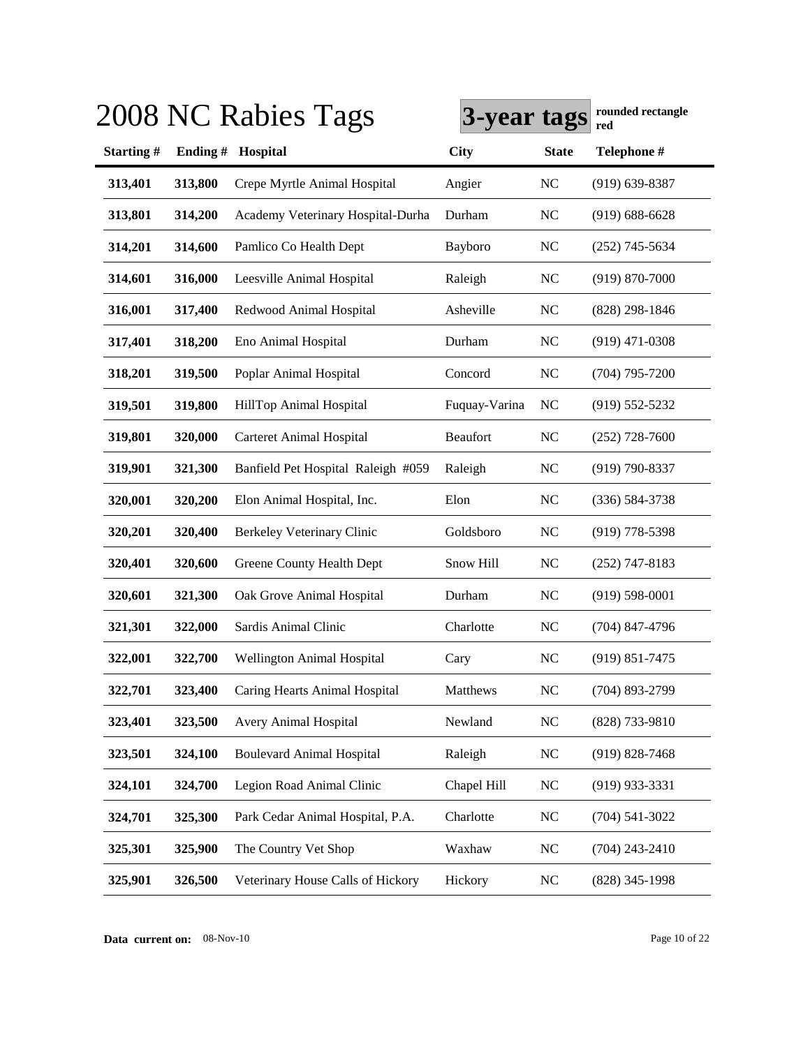# 2008 NC Rabies Tags

**3-year tags** **rounded rectangle red**

| Starting # | Ending # | Hospital | City | State | Telephone # |
|---|---|---|---|---|---|
| 313,401 | 313,800 | Crepe Myrtle Animal Hospital | Angier | NC | (919) 639-8387 |
| 313,801 | 314,200 | Academy Veterinary Hospital-Durha | Durham | NC | (919) 688-6628 |
| 314,201 | 314,600 | Pamlico Co Health Dept | Bayboro | NC | (252) 745-5634 |
| 314,601 | 316,000 | Leesville Animal Hospital | Raleigh | NC | (919) 870-7000 |
| 316,001 | 317,400 | Redwood Animal Hospital | Asheville | NC | (828) 298-1846 |
| 317,401 | 318,200 | Eno Animal Hospital | Durham | NC | (919) 471-0308 |
| 318,201 | 319,500 | Poplar Animal Hospital | Concord | NC | (704) 795-7200 |
| 319,501 | 319,800 | HillTop Animal Hospital | Fuquay-Varina | NC | (919) 552-5232 |
| 319,801 | 320,000 | Carteret Animal Hospital | Beaufort | NC | (252) 728-7600 |
| 319,901 | 321,300 | Banfield Pet Hospital Raleigh #059 | Raleigh | NC | (919) 790-8337 |
| 320,001 | 320,200 | Elon Animal Hospital, Inc. | Elon | NC | (336) 584-3738 |
| 320,201 | 320,400 | Berkeley Veterinary Clinic | Goldsboro | NC | (919) 778-5398 |
| 320,401 | 320,600 | Greene County Health Dept | Snow Hill | NC | (252) 747-8183 |
| 320,601 | 321,300 | Oak Grove Animal Hospital | Durham | NC | (919) 598-0001 |
| 321,301 | 322,000 | Sardis Animal Clinic | Charlotte | NC | (704) 847-4796 |
| 322,001 | 322,700 | Wellington Animal Hospital | Cary | NC | (919) 851-7475 |
| 322,701 | 323,400 | Caring Hearts Animal Hospital | Matthews | NC | (704) 893-2799 |
| 323,401 | 323,500 | Avery Animal Hospital | Newland | NC | (828) 733-9810 |
| 323,501 | 324,100 | Boulevard Animal Hospital | Raleigh | NC | (919) 828-7468 |
| 324,101 | 324,700 | Legion Road Animal Clinic | Chapel Hill | NC | (919) 933-3331 |
| 324,701 | 325,300 | Park Cedar Animal Hospital, P.A. | Charlotte | NC | (704) 541-3022 |
| 325,301 | 325,900 | The Country Vet Shop | Waxhaw | NC | (704) 243-2410 |
| 325,901 | 326,500 | Veterinary House Calls of Hickory | Hickory | NC | (828) 345-1998 |

**Data current on:** 08-Nov-10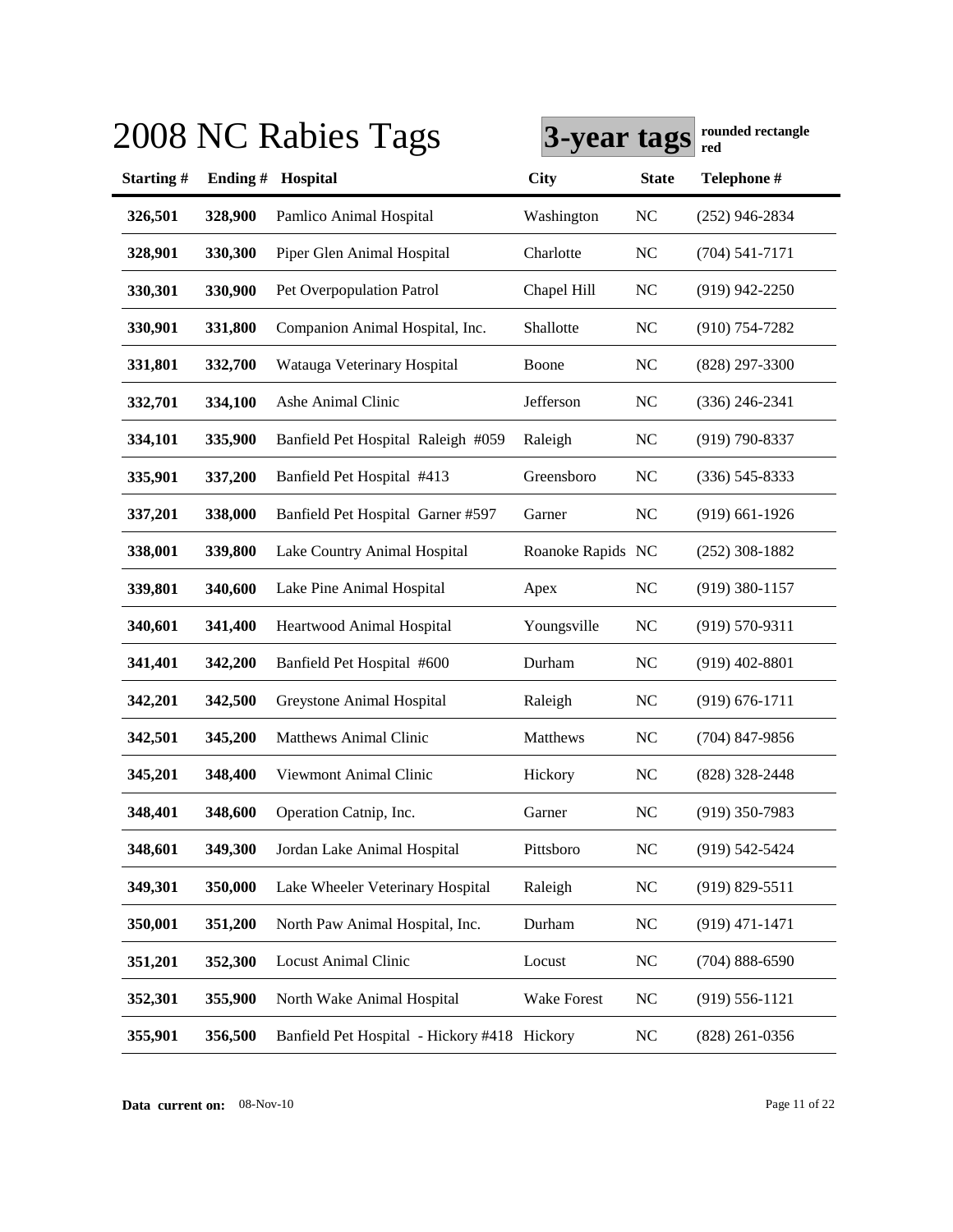# 2008 NC Rabies Tags

**3-year tags** rounded rectangle red

| Starting # | Ending # | Hospital | City | State | Telephone # |
|---|---|---|---|---|---|
| 326,501 | 328,900 | Pamlico Animal Hospital | Washington | NC | (252) 946-2834 |
| 328,901 | 330,300 | Piper Glen Animal Hospital | Charlotte | NC | (704) 541-7171 |
| 330,301 | 330,900 | Pet Overpopulation Patrol | Chapel Hill | NC | (919) 942-2250 |
| 330,901 | 331,800 | Companion Animal Hospital, Inc. | Shallotte | NC | (910) 754-7282 |
| 331,801 | 332,700 | Watauga Veterinary Hospital | Boone | NC | (828) 297-3300 |
| 332,701 | 334,100 | Ashe Animal Clinic | Jefferson | NC | (336) 246-2341 |
| 334,101 | 335,900 | Banfield Pet Hospital Raleigh #059 | Raleigh | NC | (919) 790-8337 |
| 335,901 | 337,200 | Banfield Pet Hospital #413 | Greensboro | NC | (336) 545-8333 |
| 337,201 | 338,000 | Banfield Pet Hospital Garner #597 | Garner | NC | (919) 661-1926 |
| 338,001 | 339,800 | Lake Country Animal Hospital | Roanoke Rapids | NC | (252) 308-1882 |
| 339,801 | 340,600 | Lake Pine Animal Hospital | Apex | NC | (919) 380-1157 |
| 340,601 | 341,400 | Heartwood Animal Hospital | Youngsville | NC | (919) 570-9311 |
| 341,401 | 342,200 | Banfield Pet Hospital #600 | Durham | NC | (919) 402-8801 |
| 342,201 | 342,500 | Greystone Animal Hospital | Raleigh | NC | (919) 676-1711 |
| 342,501 | 345,200 | Matthews Animal Clinic | Matthews | NC | (704) 847-9856 |
| 345,201 | 348,400 | Viewmont Animal Clinic | Hickory | NC | (828) 328-2448 |
| 348,401 | 348,600 | Operation Catnip, Inc. | Garner | NC | (919) 350-7983 |
| 348,601 | 349,300 | Jordan Lake Animal Hospital | Pittsboro | NC | (919) 542-5424 |
| 349,301 | 350,000 | Lake Wheeler Veterinary Hospital | Raleigh | NC | (919) 829-5511 |
| 350,001 | 351,200 | North Paw Animal Hospital, Inc. | Durham | NC | (919) 471-1471 |
| 351,201 | 352,300 | Locust Animal Clinic | Locust | NC | (704) 888-6590 |
| 352,301 | 355,900 | North Wake Animal Hospital | Wake Forest | NC | (919) 556-1121 |
| 355,901 | 356,500 | Banfield Pet Hospital - Hickory #418 | Hickory | NC | (828) 261-0356 |

**Data current on:** 08-Nov-10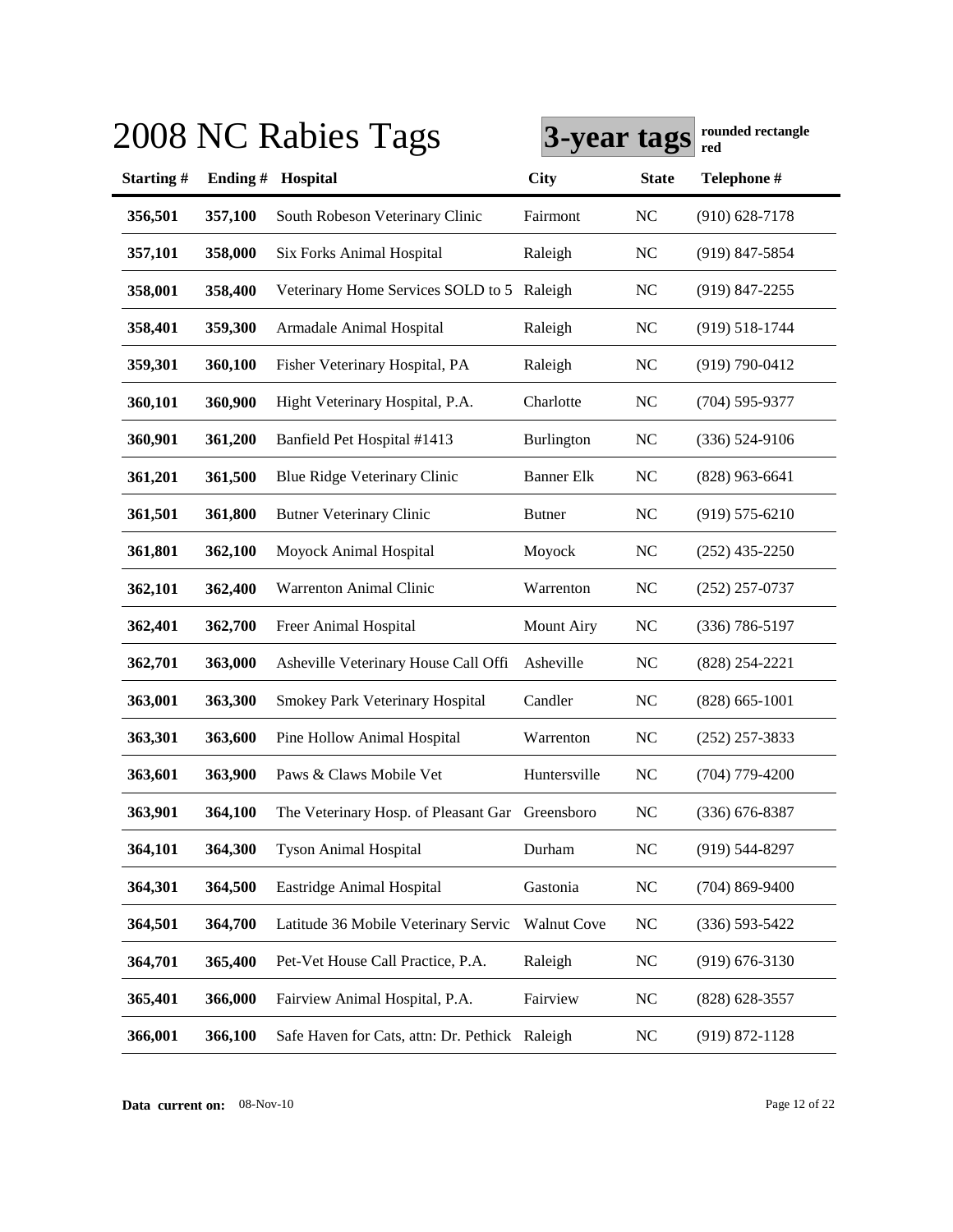# 2008 NC Rabies Tags

**3-year tags** **rounded rectangle red**

| Starting # | Ending # | Hospital | City | State | Telephone # |
|---|---|---|---|---|---|
| **356,501** | **357,100** | South Robeson Veterinary Clinic | Fairmont | NC | (910) 628-7178 |
| **357,101** | **358,000** | Six Forks Animal Hospital | Raleigh | NC | (919) 847-5854 |
| **358,001** | **358,400** | Veterinary Home Services SOLD to 5 | Raleigh | NC | (919) 847-2255 |
| **358,401** | **359,300** | Armadale Animal Hospital | Raleigh | NC | (919) 518-1744 |
| **359,301** | **360,100** | Fisher Veterinary Hospital, PA | Raleigh | NC | (919) 790-0412 |
| **360,101** | **360,900** | Hight Veterinary Hospital, P.A. | Charlotte | NC | (704) 595-9377 |
| **360,901** | **361,200** | Banfield Pet Hospital #1413 | Burlington | NC | (336) 524-9106 |
| **361,201** | **361,500** | Blue Ridge Veterinary Clinic | Banner Elk | NC | (828) 963-6641 |
| **361,501** | **361,800** | Butner Veterinary Clinic | Butner | NC | (919) 575-6210 |
| **361,801** | **362,100** | Moyock Animal Hospital | Moyock | NC | (252) 435-2250 |
| **362,101** | **362,400** | Warrenton Animal Clinic | Warrenton | NC | (252) 257-0737 |
| **362,401** | **362,700** | Freer Animal Hospital | Mount Airy | NC | (336) 786-5197 |
| **362,701** | **363,000** | Asheville Veterinary House Call Offi | Asheville | NC | (828) 254-2221 |
| **363,001** | **363,300** | Smokey Park Veterinary Hospital | Candler | NC | (828) 665-1001 |
| **363,301** | **363,600** | Pine Hollow Animal Hospital | Warrenton | NC | (252) 257-3833 |
| **363,601** | **363,900** | Paws & Claws Mobile Vet | Huntersville | NC | (704) 779-4200 |
| **363,901** | **364,100** | The Veterinary Hosp. of Pleasant Gar | Greensboro | NC | (336) 676-8387 |
| **364,101** | **364,300** | Tyson Animal Hospital | Durham | NC | (919) 544-8297 |
| **364,301** | **364,500** | Eastridge Animal Hospital | Gastonia | NC | (704) 869-9400 |
| **364,501** | **364,700** | Latitude 36 Mobile Veterinary Servic | Walnut Cove | NC | (336) 593-5422 |
| **364,701** | **365,400** | Pet-Vet House Call Practice, P.A. | Raleigh | NC | (919) 676-3130 |
| **365,401** | **366,000** | Fairview Animal Hospital, P.A. | Fairview | NC | (828) 628-3557 |
| **366,001** | **366,100** | Safe Haven for Cats, attn: Dr. Pethick | Raleigh | NC | (919) 872-1128 |

**Data current on:** 08-Nov-10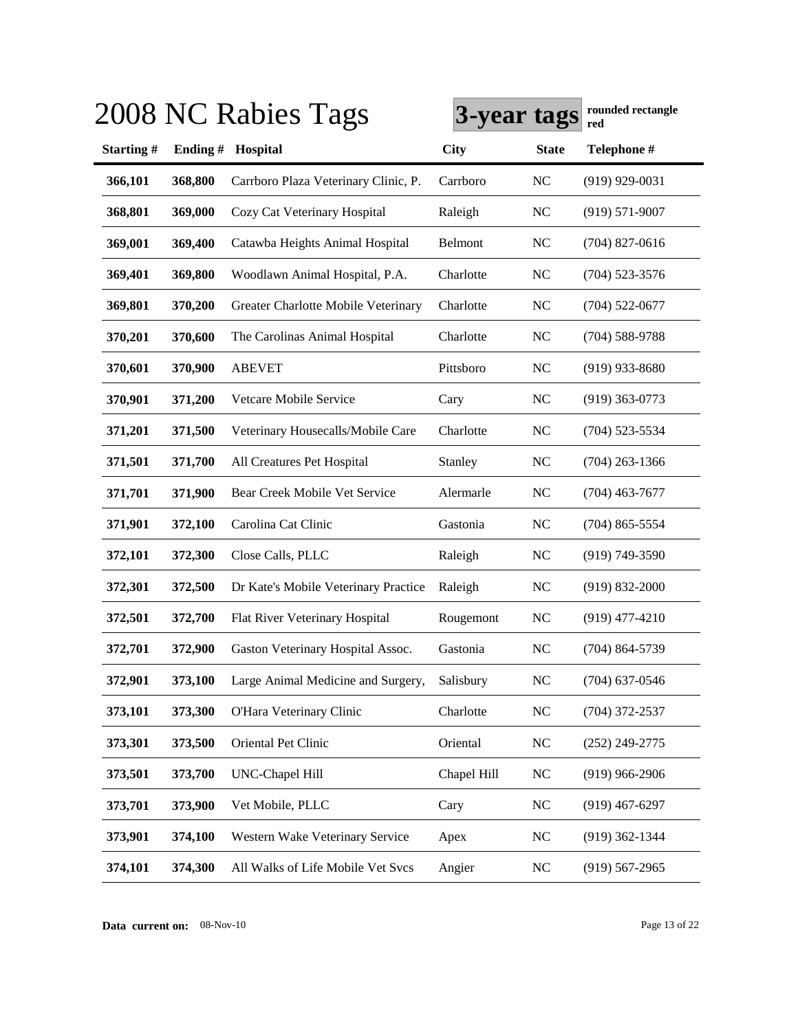# 2008 NC Rabies Tags

**3-year tags** **rounded rectangle red**

| Starting # | Ending # | Hospital | City | State | Telephone # |
|---|---|---|---|---|---|
| **366,101** | **368,800** | Carrboro Plaza Veterinary Clinic, P. | Carrboro | NC | (919) 929-0031 |
| **368,801** | **369,000** | Cozy Cat Veterinary Hospital | Raleigh | NC | (919) 571-9007 |
| **369,001** | **369,400** | Catawba Heights Animal Hospital | Belmont | NC | (704) 827-0616 |
| **369,401** | **369,800** | Woodlawn Animal Hospital, P.A. | Charlotte | NC | (704) 523-3576 |
| **369,801** | **370,200** | Greater Charlotte Mobile Veterinary | Charlotte | NC | (704) 522-0677 |
| **370,201** | **370,600** | The Carolinas Animal Hospital | Charlotte | NC | (704) 588-9788 |
| **370,601** | **370,900** | ABEVET | Pittsboro | NC | (919) 933-8680 |
| **370,901** | **371,200** | Vetcare Mobile Service | Cary | NC | (919) 363-0773 |
| **371,201** | **371,500** | Veterinary Housecalls/Mobile Care | Charlotte | NC | (704) 523-5534 |
| **371,501** | **371,700** | All Creatures Pet Hospital | Stanley | NC | (704) 263-1366 |
| **371,701** | **371,900** | Bear Creek Mobile Vet Service | Alermarle | NC | (704) 463-7677 |
| **371,901** | **372,100** | Carolina Cat Clinic | Gastonia | NC | (704) 865-5554 |
| **372,101** | **372,300** | Close Calls, PLLC | Raleigh | NC | (919) 749-3590 |
| **372,301** | **372,500** | Dr Kate's Mobile Veterinary Practice | Raleigh | NC | (919) 832-2000 |
| **372,501** | **372,700** | Flat River Veterinary Hospital | Rougemont | NC | (919) 477-4210 |
| **372,701** | **372,900** | Gaston Veterinary Hospital Assoc. | Gastonia | NC | (704) 864-5739 |
| **372,901** | **373,100** | Large Animal Medicine and Surgery, | Salisbury | NC | (704) 637-0546 |
| **373,101** | **373,300** | O'Hara Veterinary Clinic | Charlotte | NC | (704) 372-2537 |
| **373,301** | **373,500** | Oriental Pet Clinic | Oriental | NC | (252) 249-2775 |
| **373,501** | **373,700** | UNC-Chapel Hill | Chapel Hill | NC | (919) 966-2906 |
| **373,701** | **373,900** | Vet Mobile, PLLC | Cary | NC | (919) 467-6297 |
| **373,901** | **374,100** | Western Wake Veterinary Service | Apex | NC | (919) 362-1344 |
| **374,101** | **374,300** | All Walks of Life Mobile Vet Svcs | Angier | NC | (919) 567-2965 |

**Data current on:** 08-Nov-10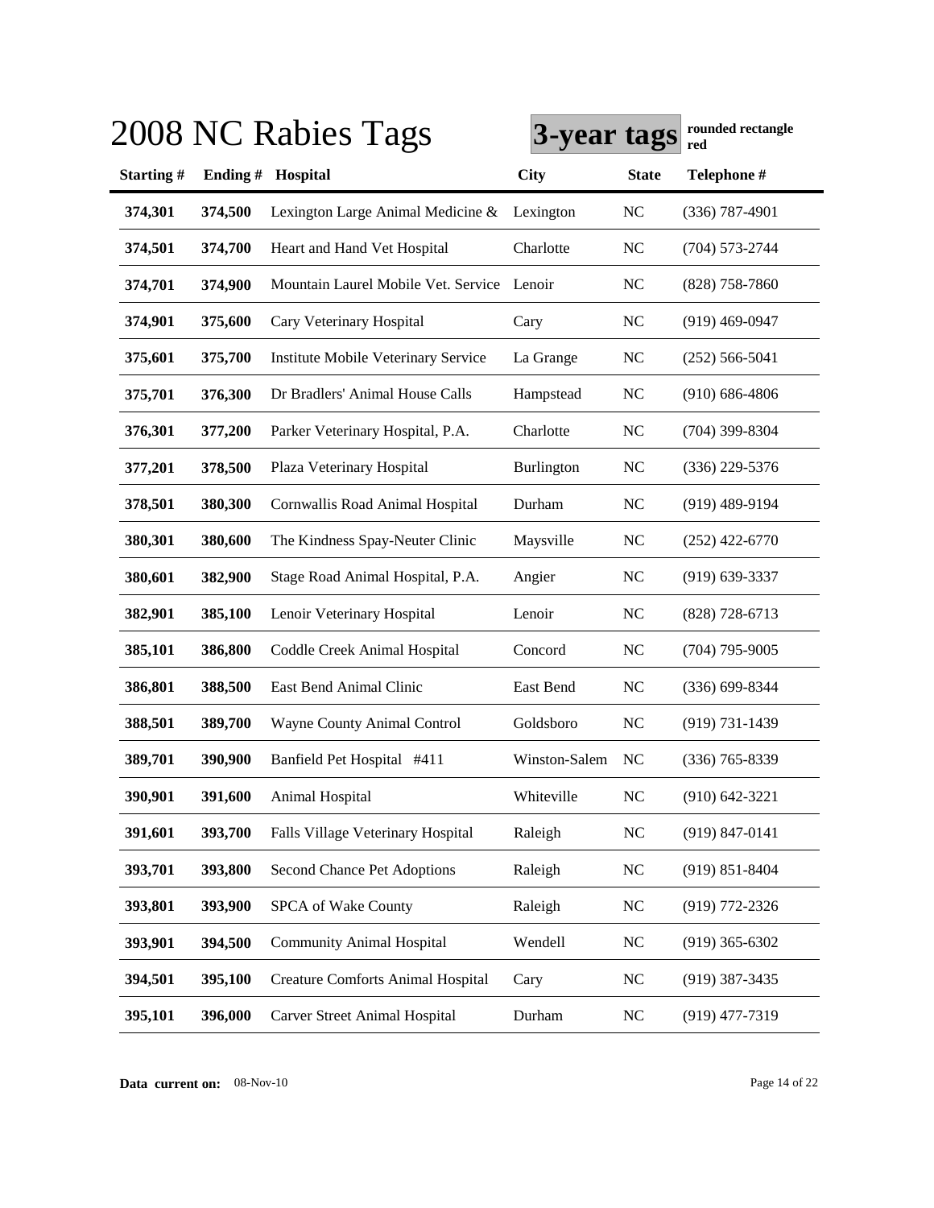# 2008 NC Rabies Tags

**3-year tags** **rounded rectangle red**

| Starting # | Ending # | Hospital | City | State | Telephone # |
|---|---|---|---|---|---|
| **374,301** | **374,500** | Lexington Large Animal Medicine & | Lexington | NC | (336) 787-4901 |
| **374,501** | **374,700** | Heart and Hand Vet Hospital | Charlotte | NC | (704) 573-2744 |
| **374,701** | **374,900** | Mountain Laurel Mobile Vet. Service | Lenoir | NC | (828) 758-7860 |
| **374,901** | **375,600** | Cary Veterinary Hospital | Cary | NC | (919) 469-0947 |
| **375,601** | **375,700** | Institute Mobile Veterinary Service | La Grange | NC | (252) 566-5041 |
| **375,701** | **376,300** | Dr Bradlers' Animal House Calls | Hampstead | NC | (910) 686-4806 |
| **376,301** | **377,200** | Parker Veterinary Hospital, P.A. | Charlotte | NC | (704) 399-8304 |
| **377,201** | **378,500** | Plaza Veterinary Hospital | Burlington | NC | (336) 229-5376 |
| **378,501** | **380,300** | Cornwallis Road Animal Hospital | Durham | NC | (919) 489-9194 |
| **380,301** | **380,600** | The Kindness Spay-Neuter Clinic | Maysville | NC | (252) 422-6770 |
| **380,601** | **382,900** | Stage Road Animal Hospital, P.A. | Angier | NC | (919) 639-3337 |
| **382,901** | **385,100** | Lenoir Veterinary Hospital | Lenoir | NC | (828) 728-6713 |
| **385,101** | **386,800** | Coddle Creek Animal Hospital | Concord | NC | (704) 795-9005 |
| **386,801** | **388,500** | East Bend Animal Clinic | East Bend | NC | (336) 699-8344 |
| **388,501** | **389,700** | Wayne County Animal Control | Goldsboro | NC | (919) 731-1439 |
| **389,701** | **390,900** | Banfield Pet Hospital #411 | Winston-Salem | NC | (336) 765-8339 |
| **390,901** | **391,600** | Animal Hospital | Whiteville | NC | (910) 642-3221 |
| **391,601** | **393,700** | Falls Village Veterinary Hospital | Raleigh | NC | (919) 847-0141 |
| **393,701** | **393,800** | Second Chance Pet Adoptions | Raleigh | NC | (919) 851-8404 |
| **393,801** | **393,900** | SPCA of Wake County | Raleigh | NC | (919) 772-2326 |
| **393,901** | **394,500** | Community Animal Hospital | Wendell | NC | (919) 365-6302 |
| **394,501** | **395,100** | Creature Comforts Animal Hospital | Cary | NC | (919) 387-3435 |
| **395,101** | **396,000** | Carver Street Animal Hospital | Durham | NC | (919) 477-7319 |

**Data current on:** 08-Nov-10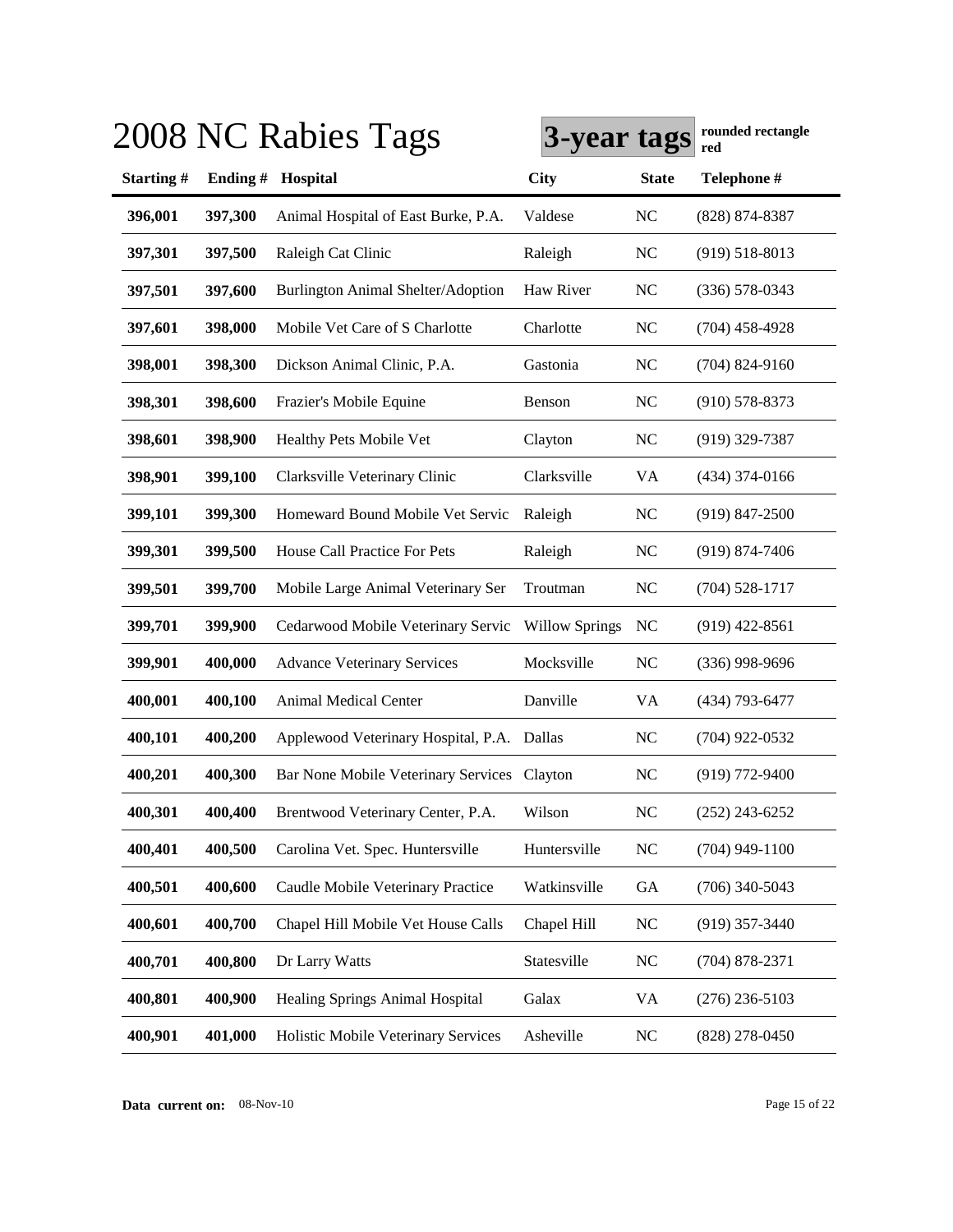# 2008 NC Rabies Tags

**3-year tags** **rounded rectangle red**

| Starting # | Ending # | Hospital | City | State | Telephone # |
|---|---|---|---|---|---|
| **396,001** | **397,300** | Animal Hospital of East Burke, P.A. | Valdese | NC | (828) 874-8387 |
| **397,301** | **397,500** | Raleigh Cat Clinic | Raleigh | NC | (919) 518-8013 |
| **397,501** | **397,600** | Burlington Animal Shelter/Adoption | Haw River | NC | (336) 578-0343 |
| **397,601** | **398,000** | Mobile Vet Care of S Charlotte | Charlotte | NC | (704) 458-4928 |
| **398,001** | **398,300** | Dickson Animal Clinic, P.A. | Gastonia | NC | (704) 824-9160 |
| **398,301** | **398,600** | Frazier's Mobile Equine | Benson | NC | (910) 578-8373 |
| **398,601** | **398,900** | Healthy Pets Mobile Vet | Clayton | NC | (919) 329-7387 |
| **398,901** | **399,100** | Clarksville Veterinary Clinic | Clarksville | VA | (434) 374-0166 |
| **399,101** | **399,300** | Homeward Bound Mobile Vet Servic | Raleigh | NC | (919) 847-2500 |
| **399,301** | **399,500** | House Call Practice For Pets | Raleigh | NC | (919) 874-7406 |
| **399,501** | **399,700** | Mobile Large Animal Veterinary Ser | Troutman | NC | (704) 528-1717 |
| **399,701** | **399,900** | Cedarwood Mobile Veterinary Servic | Willow Springs | NC | (919) 422-8561 |
| **399,901** | **400,000** | Advance Veterinary Services | Mocksville | NC | (336) 998-9696 |
| **400,001** | **400,100** | Animal Medical Center | Danville | VA | (434) 793-6477 |
| **400,101** | **400,200** | Applewood Veterinary Hospital, P.A. | Dallas | NC | (704) 922-0532 |
| **400,201** | **400,300** | Bar None Mobile Veterinary Services | Clayton | NC | (919) 772-9400 |
| **400,301** | **400,400** | Brentwood Veterinary Center, P.A. | Wilson | NC | (252) 243-6252 |
| **400,401** | **400,500** | Carolina Vet. Spec. Huntersville | Huntersville | NC | (704) 949-1100 |
| **400,501** | **400,600** | Caudle Mobile Veterinary Practice | Watkinsville | GA | (706) 340-5043 |
| **400,601** | **400,700** | Chapel Hill Mobile Vet House Calls | Chapel Hill | NC | (919) 357-3440 |
| **400,701** | **400,800** | Dr Larry Watts | Statesville | NC | (704) 878-2371 |
| **400,801** | **400,900** | Healing Springs Animal Hospital | Galax | VA | (276) 236-5103 |
| **400,901** | **401,000** | Holistic Mobile Veterinary Services | Asheville | NC | (828) 278-0450 |

**Data current on:** 08-Nov-10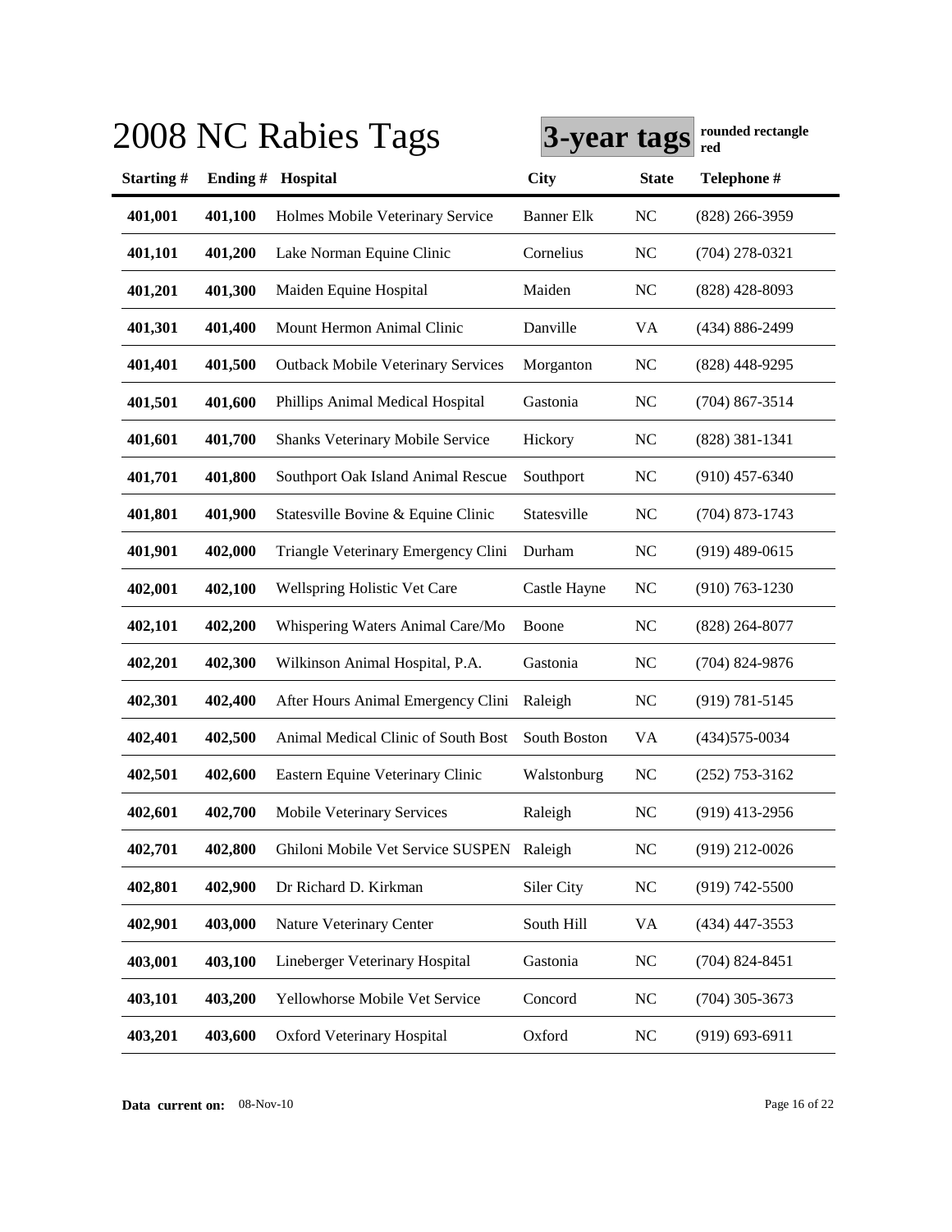# 2008 NC Rabies Tags

**3-year tags** **rounded rectangle red**

| Starting # | Ending # | Hospital | City | State | Telephone # |
|---|---|---|---|---|---|
| **401,001** | **401,100** | Holmes Mobile Veterinary Service | Banner Elk | NC | (828) 266-3959 |
| **401,101** | **401,200** | Lake Norman Equine Clinic | Cornelius | NC | (704) 278-0321 |
| **401,201** | **401,300** | Maiden Equine Hospital | Maiden | NC | (828) 428-8093 |
| **401,301** | **401,400** | Mount Hermon Animal Clinic | Danville | VA | (434) 886-2499 |
| **401,401** | **401,500** | Outback Mobile Veterinary Services | Morganton | NC | (828) 448-9295 |
| **401,501** | **401,600** | Phillips Animal Medical Hospital | Gastonia | NC | (704) 867-3514 |
| **401,601** | **401,700** | Shanks Veterinary Mobile Service | Hickory | NC | (828) 381-1341 |
| **401,701** | **401,800** | Southport Oak Island Animal Rescue | Southport | NC | (910) 457-6340 |
| **401,801** | **401,900** | Statesville Bovine & Equine Clinic | Statesville | NC | (704) 873-1743 |
| **401,901** | **402,000** | Triangle Veterinary Emergency Clini | Durham | NC | (919) 489-0615 |
| **402,001** | **402,100** | Wellspring Holistic Vet Care | Castle Hayne | NC | (910) 763-1230 |
| **402,101** | **402,200** | Whispering Waters Animal Care/Mo | Boone | NC | (828) 264-8077 |
| **402,201** | **402,300** | Wilkinson Animal Hospital, P.A. | Gastonia | NC | (704) 824-9876 |
| **402,301** | **402,400** | After Hours Animal Emergency Clini | Raleigh | NC | (919) 781-5145 |
| **402,401** | **402,500** | Animal Medical Clinic of South Bost | South Boston | VA | (434)575-0034 |
| **402,501** | **402,600** | Eastern Equine Veterinary Clinic | Walstonburg | NC | (252) 753-3162 |
| **402,601** | **402,700** | Mobile Veterinary Services | Raleigh | NC | (919) 413-2956 |
| **402,701** | **402,800** | Ghiloni Mobile Vet Service SUSPEN | Raleigh | NC | (919) 212-0026 |
| **402,801** | **402,900** | Dr Richard D. Kirkman | Siler City | NC | (919) 742-5500 |
| **402,901** | **403,000** | Nature Veterinary Center | South Hill | VA | (434) 447-3553 |
| **403,001** | **403,100** | Lineberger Veterinary Hospital | Gastonia | NC | (704) 824-8451 |
| **403,101** | **403,200** | Yellowhorse Mobile Vet Service | Concord | NC | (704) 305-3673 |
| **403,201** | **403,600** | Oxford Veterinary Hospital | Oxford | NC | (919) 693-6911 |

**Data current on:** 08-Nov-10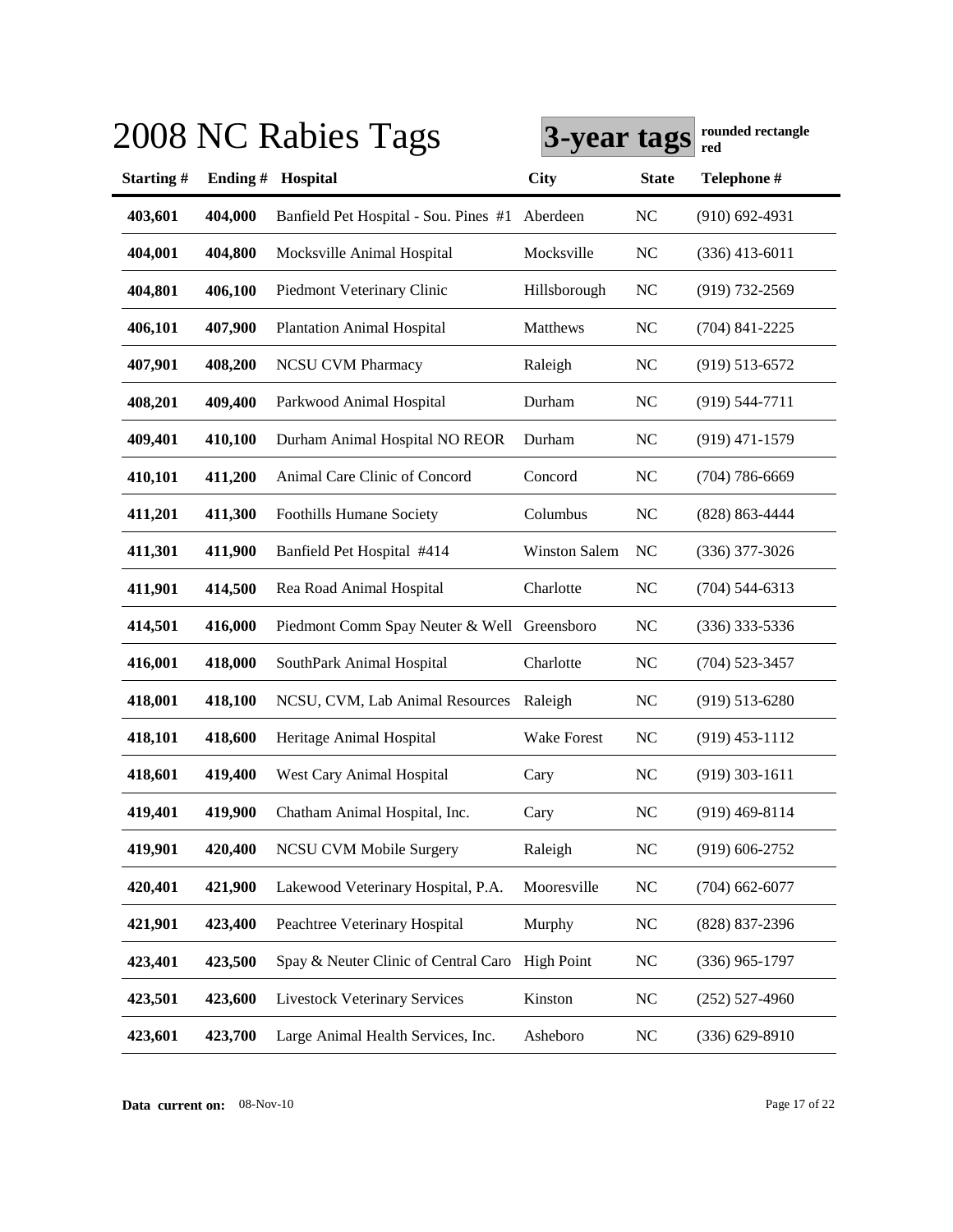# 2008 NC Rabies Tags

**3-year tags** **rounded rectangle red**

| Starting # | Ending # | Hospital | City | State | Telephone # |
|---|---|---|---|---|---|
| **403,601** | **404,000** | Banfield Pet Hospital - Sou. Pines #1 | Aberdeen | NC | (910) 692-4931 |
| **404,001** | **404,800** | Mocksville Animal Hospital | Mocksville | NC | (336) 413-6011 |
| **404,801** | **406,100** | Piedmont Veterinary Clinic | Hillsborough | NC | (919) 732-2569 |
| **406,101** | **407,900** | Plantation Animal Hospital | Matthews | NC | (704) 841-2225 |
| **407,901** | **408,200** | NCSU CVM Pharmacy | Raleigh | NC | (919) 513-6572 |
| **408,201** | **409,400** | Parkwood Animal Hospital | Durham | NC | (919) 544-7711 |
| **409,401** | **410,100** | Durham Animal Hospital NO REOR | Durham | NC | (919) 471-1579 |
| **410,101** | **411,200** | Animal Care Clinic of Concord | Concord | NC | (704) 786-6669 |
| **411,201** | **411,300** | Foothills Humane Society | Columbus | NC | (828) 863-4444 |
| **411,301** | **411,900** | Banfield Pet Hospital #414 | Winston Salem | NC | (336) 377-3026 |
| **411,901** | **414,500** | Rea Road Animal Hospital | Charlotte | NC | (704) 544-6313 |
| **414,501** | **416,000** | Piedmont Comm Spay Neuter & Well | Greensboro | NC | (336) 333-5336 |
| **416,001** | **418,000** | SouthPark Animal Hospital | Charlotte | NC | (704) 523-3457 |
| **418,001** | **418,100** | NCSU, CVM, Lab Animal Resources | Raleigh | NC | (919) 513-6280 |
| **418,101** | **418,600** | Heritage Animal Hospital | Wake Forest | NC | (919) 453-1112 |
| **418,601** | **419,400** | West Cary Animal Hospital | Cary | NC | (919) 303-1611 |
| **419,401** | **419,900** | Chatham Animal Hospital, Inc. | Cary | NC | (919) 469-8114 |
| **419,901** | **420,400** | NCSU CVM Mobile Surgery | Raleigh | NC | (919) 606-2752 |
| **420,401** | **421,900** | Lakewood Veterinary Hospital, P.A. | Mooresville | NC | (704) 662-6077 |
| **421,901** | **423,400** | Peachtree Veterinary Hospital | Murphy | NC | (828) 837-2396 |
| **423,401** | **423,500** | Spay & Neuter Clinic of Central Caro | High Point | NC | (336) 965-1797 |
| **423,501** | **423,600** | Livestock Veterinary Services | Kinston | NC | (252) 527-4960 |
| **423,601** | **423,700** | Large Animal Health Services, Inc. | Asheboro | NC | (336) 629-8910 |

**Data current on:** 08-Nov-10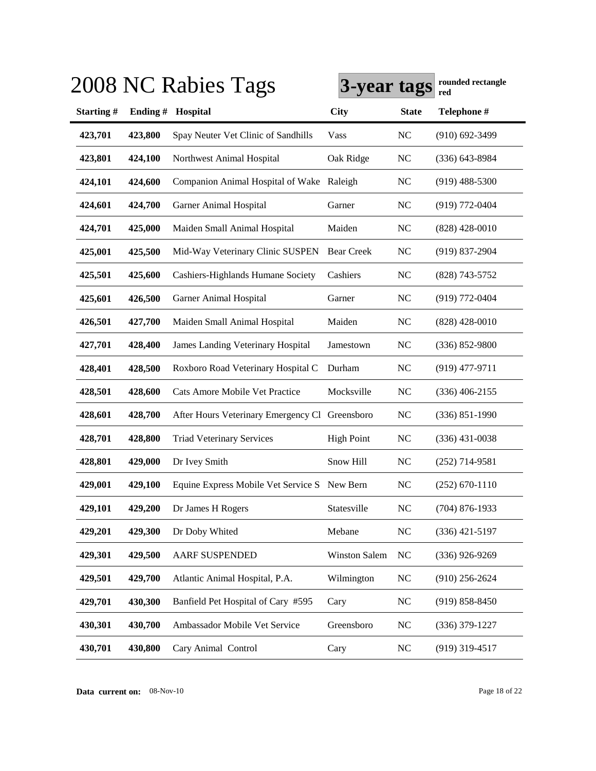# 2008 NC Rabies Tags

**3-year tags** **rounded rectangle red**

| Starting # | Ending # | Hospital | City | State | Telephone # |
|---|---|---|---|---|---|
| 423,701 | 423,800 | Spay Neuter Vet Clinic of Sandhills | Vass | NC | (910) 692-3499 |
| 423,801 | 424,100 | Northwest Animal Hospital | Oak Ridge | NC | (336) 643-8984 |
| 424,101 | 424,600 | Companion Animal Hospital of Wake | Raleigh | NC | (919) 488-5300 |
| 424,601 | 424,700 | Garner Animal Hospital | Garner | NC | (919) 772-0404 |
| 424,701 | 425,000 | Maiden Small Animal Hospital | Maiden | NC | (828) 428-0010 |
| 425,001 | 425,500 | Mid-Way Veterinary Clinic SUSPEN | Bear Creek | NC | (919) 837-2904 |
| 425,501 | 425,600 | Cashiers-Highlands Humane Society | Cashiers | NC | (828) 743-5752 |
| 425,601 | 426,500 | Garner Animal Hospital | Garner | NC | (919) 772-0404 |
| 426,501 | 427,700 | Maiden Small Animal Hospital | Maiden | NC | (828) 428-0010 |
| 427,701 | 428,400 | James Landing Veterinary Hospital | Jamestown | NC | (336) 852-9800 |
| 428,401 | 428,500 | Roxboro Road Veterinary Hospital C | Durham | NC | (919) 477-9711 |
| 428,501 | 428,600 | Cats Amore Mobile Vet Practice | Mocksville | NC | (336) 406-2155 |
| 428,601 | 428,700 | After Hours Veterinary Emergency Cl | Greensboro | NC | (336) 851-1990 |
| 428,701 | 428,800 | Triad Veterinary Services | High Point | NC | (336) 431-0038 |
| 428,801 | 429,000 | Dr Ivey Smith | Snow Hill | NC | (252) 714-9581 |
| 429,001 | 429,100 | Equine Express Mobile Vet Service S | New Bern | NC | (252) 670-1110 |
| 429,101 | 429,200 | Dr James H Rogers | Statesville | NC | (704) 876-1933 |
| 429,201 | 429,300 | Dr Doby Whited | Mebane | NC | (336) 421-5197 |
| 429,301 | 429,500 | AARF SUSPENDED | Winston Salem | NC | (336) 926-9269 |
| 429,501 | 429,700 | Atlantic Animal Hospital, P.A. | Wilmington | NC | (910) 256-2624 |
| 429,701 | 430,300 | Banfield Pet Hospital of Cary #595 | Cary | NC | (919) 858-8450 |
| 430,301 | 430,700 | Ambassador Mobile Vet Service | Greensboro | NC | (336) 379-1227 |
| 430,701 | 430,800 | Cary Animal Control | Cary | NC | (919) 319-4517 |

**Data current on:** 08-Nov-10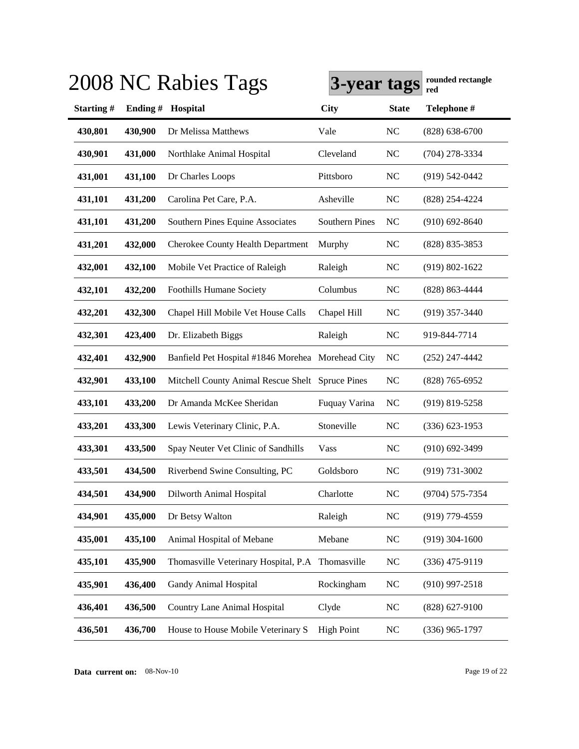# 2008 NC Rabies Tags

**3-year tags** **rounded rectangle red**

| Starting # | Ending # | Hospital | City | State | Telephone # |
|---|---|---|---|---|---|
| **430,801** | **430,900** | Dr Melissa Matthews | Vale | NC | (828) 638-6700 |
| **430,901** | **431,000** | Northlake Animal Hospital | Cleveland | NC | (704) 278-3334 |
| **431,001** | **431,100** | Dr Charles Loops | Pittsboro | NC | (919) 542-0442 |
| **431,101** | **431,200** | Carolina Pet Care, P.A. | Asheville | NC | (828) 254-4224 |
| **431,101** | **431,200** | Southern Pines Equine Associates | Southern Pines | NC | (910) 692-8640 |
| **431,201** | **432,000** | Cherokee County Health Department | Murphy | NC | (828) 835-3853 |
| **432,001** | **432,100** | Mobile Vet Practice of Raleigh | Raleigh | NC | (919) 802-1622 |
| **432,101** | **432,200** | Foothills Humane Society | Columbus | NC | (828) 863-4444 |
| **432,201** | **432,300** | Chapel Hill Mobile Vet House Calls | Chapel Hill | NC | (919) 357-3440 |
| **432,301** | **423,400** | Dr. Elizabeth Biggs | Raleigh | NC | 919-844-7714 |
| **432,401** | **432,900** | Banfield Pet Hospital #1846 Morehea | Morehead City | NC | (252) 247-4442 |
| **432,901** | **433,100** | Mitchell County Animal Rescue Shelt | Spruce Pines | NC | (828) 765-6952 |
| **433,101** | **433,200** | Dr Amanda McKee Sheridan | Fuquay Varina | NC | (919) 819-5258 |
| **433,201** | **433,300** | Lewis Veterinary Clinic, P.A. | Stoneville | NC | (336) 623-1953 |
| **433,301** | **433,500** | Spay Neuter Vet Clinic of Sandhills | Vass | NC | (910) 692-3499 |
| **433,501** | **434,500** | Riverbend Swine Consulting, PC | Goldsboro | NC | (919) 731-3002 |
| **434,501** | **434,900** | Dilworth Animal Hospital | Charlotte | NC | (9704) 575-7354 |
| **434,901** | **435,000** | Dr Betsy Walton | Raleigh | NC | (919) 779-4559 |
| **435,001** | **435,100** | Animal Hospital of Mebane | Mebane | NC | (919) 304-1600 |
| **435,101** | **435,900** | Thomasville Veterinary Hospital, P.A | Thomasville | NC | (336) 475-9119 |
| **435,901** | **436,400** | Gandy Animal Hospital | Rockingham | NC | (910) 997-2518 |
| **436,401** | **436,500** | Country Lane Animal Hospital | Clyde | NC | (828) 627-9100 |
| **436,501** | **436,700** | House to House Mobile Veterinary S | High Point | NC | (336) 965-1797 |

**Data current on:** 08-Nov-10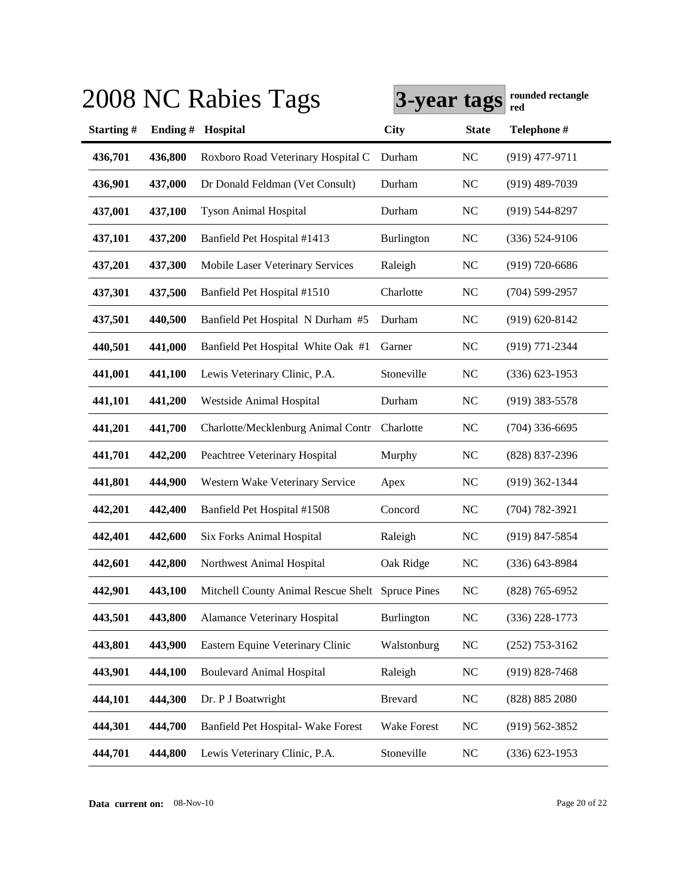# 2008 NC Rabies Tags

**3-year tags** rounded rectangle red

| Starting # | Ending # | Hospital | City | State | Telephone # |
|---|---|---|---|---|---|
| 436,701 | 436,800 | Roxboro Road Veterinary Hospital C | Durham | NC | (919) 477-9711 |
| 436,901 | 437,000 | Dr Donald Feldman (Vet Consult) | Durham | NC | (919) 489-7039 |
| 437,001 | 437,100 | Tyson Animal Hospital | Durham | NC | (919) 544-8297 |
| 437,101 | 437,200 | Banfield Pet Hospital #1413 | Burlington | NC | (336) 524-9106 |
| 437,201 | 437,300 | Mobile Laser Veterinary Services | Raleigh | NC | (919) 720-6686 |
| 437,301 | 437,500 | Banfield Pet Hospital #1510 | Charlotte | NC | (704) 599-2957 |
| 437,501 | 440,500 | Banfield Pet Hospital N Durham #5 | Durham | NC | (919) 620-8142 |
| 440,501 | 441,000 | Banfield Pet Hospital White Oak #1 | Garner | NC | (919) 771-2344 |
| 441,001 | 441,100 | Lewis Veterinary Clinic, P.A. | Stoneville | NC | (336) 623-1953 |
| 441,101 | 441,200 | Westside Animal Hospital | Durham | NC | (919) 383-5578 |
| 441,201 | 441,700 | Charlotte/Mecklenburg Animal Contr | Charlotte | NC | (704) 336-6695 |
| 441,701 | 442,200 | Peachtree Veterinary Hospital | Murphy | NC | (828) 837-2396 |
| 441,801 | 444,900 | Western Wake Veterinary Service | Apex | NC | (919) 362-1344 |
| 442,201 | 442,400 | Banfield Pet Hospital #1508 | Concord | NC | (704) 782-3921 |
| 442,401 | 442,600 | Six Forks Animal Hospital | Raleigh | NC | (919) 847-5854 |
| 442,601 | 442,800 | Northwest Animal Hospital | Oak Ridge | NC | (336) 643-8984 |
| 442,901 | 443,100 | Mitchell County Animal Rescue Shelt | Spruce Pines | NC | (828) 765-6952 |
| 443,501 | 443,800 | Alamance Veterinary Hospital | Burlington | NC | (336) 228-1773 |
| 443,801 | 443,900 | Eastern Equine Veterinary Clinic | Walstonburg | NC | (252) 753-3162 |
| 443,901 | 444,100 | Boulevard Animal Hospital | Raleigh | NC | (919) 828-7468 |
| 444,101 | 444,300 | Dr. P J Boatwright | Brevard | NC | (828) 885 2080 |
| 444,301 | 444,700 | Banfield Pet Hospital- Wake Forest | Wake Forest | NC | (919) 562-3852 |
| 444,701 | 444,800 | Lewis Veterinary Clinic, P.A. | Stoneville | NC | (336) 623-1953 |

**Data current on:** 08-Nov-10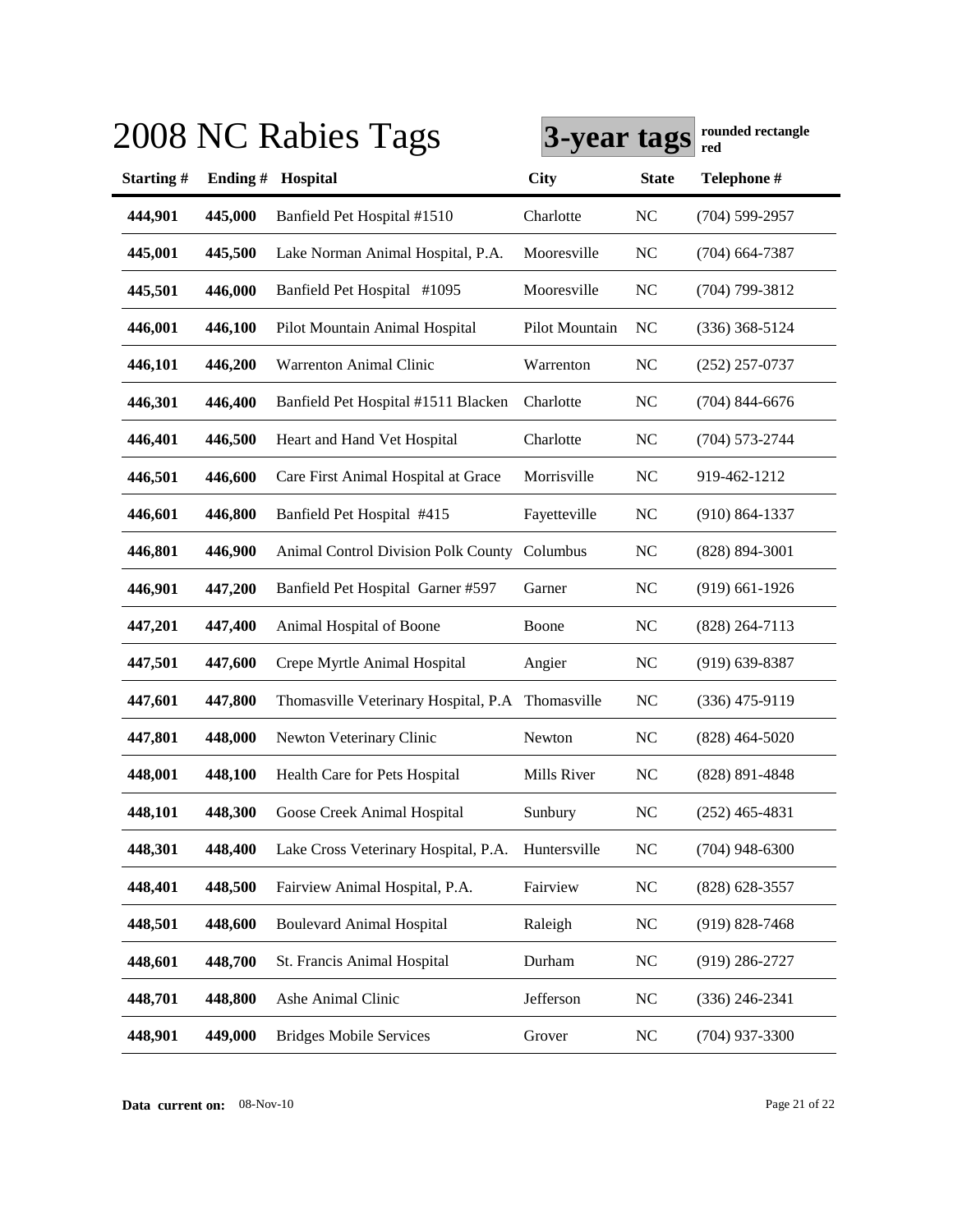# 2008 NC Rabies Tags

**3-year tags** **rounded rectangle red**

| Starting # | Ending # | Hospital | City | State | Telephone # |
|---|---|---|---|---|---|
| **444,901** | **445,000** | Banfield Pet Hospital #1510 | Charlotte | NC | (704) 599-2957 |
| **445,001** | **445,500** | Lake Norman Animal Hospital, P.A. | Mooresville | NC | (704) 664-7387 |
| **445,501** | **446,000** | Banfield Pet Hospital #1095 | Mooresville | NC | (704) 799-3812 |
| **446,001** | **446,100** | Pilot Mountain Animal Hospital | Pilot Mountain | NC | (336) 368-5124 |
| **446,101** | **446,200** | Warrenton Animal Clinic | Warrenton | NC | (252) 257-0737 |
| **446,301** | **446,400** | Banfield Pet Hospital #1511 Blacken | Charlotte | NC | (704) 844-6676 |
| **446,401** | **446,500** | Heart and Hand Vet Hospital | Charlotte | NC | (704) 573-2744 |
| **446,501** | **446,600** | Care First Animal Hospital at Grace | Morrisville | NC | 919-462-1212 |
| **446,601** | **446,800** | Banfield Pet Hospital #415 | Fayetteville | NC | (910) 864-1337 |
| **446,801** | **446,900** | Animal Control Division Polk County | Columbus | NC | (828) 894-3001 |
| **446,901** | **447,200** | Banfield Pet Hospital Garner #597 | Garner | NC | (919) 661-1926 |
| **447,201** | **447,400** | Animal Hospital of Boone | Boone | NC | (828) 264-7113 |
| **447,501** | **447,600** | Crepe Myrtle Animal Hospital | Angier | NC | (919) 639-8387 |
| **447,601** | **447,800** | Thomasville Veterinary Hospital, P.A | Thomasville | NC | (336) 475-9119 |
| **447,801** | **448,000** | Newton Veterinary Clinic | Newton | NC | (828) 464-5020 |
| **448,001** | **448,100** | Health Care for Pets Hospital | Mills River | NC | (828) 891-4848 |
| **448,101** | **448,300** | Goose Creek Animal Hospital | Sunbury | NC | (252) 465-4831 |
| **448,301** | **448,400** | Lake Cross Veterinary Hospital, P.A. | Huntersville | NC | (704) 948-6300 |
| **448,401** | **448,500** | Fairview Animal Hospital, P.A. | Fairview | NC | (828) 628-3557 |
| **448,501** | **448,600** | Boulevard Animal Hospital | Raleigh | NC | (919) 828-7468 |
| **448,601** | **448,700** | St. Francis Animal Hospital | Durham | NC | (919) 286-2727 |
| **448,701** | **448,800** | Ashe Animal Clinic | Jefferson | NC | (336) 246-2341 |
| **448,901** | **449,000** | Bridges Mobile Services | Grover | NC | (704) 937-3300 |

**Data current on:** 08-Nov-10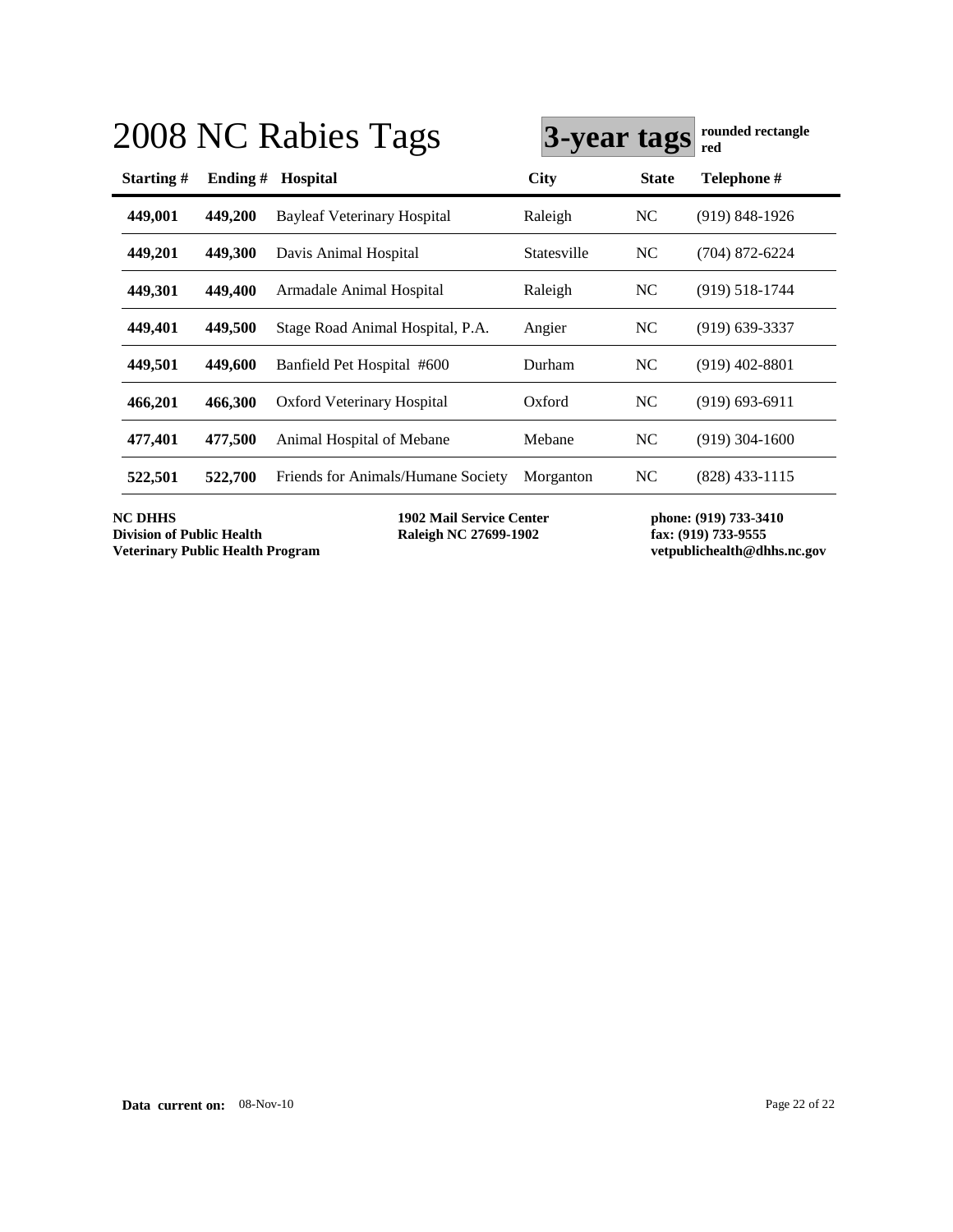# 2008 NC Rabies Tags

**3-year tags** **rounded rectangle red**

| Starting # | Ending # | Hospital | City | State | Telephone # |
|---|---|---|---|---|---|
| **449,001** | **449,200** | Bayleaf Veterinary Hospital | Raleigh | NC | (919) 848-1926 |
| **449,201** | **449,300** | Davis Animal Hospital | Statesville | NC | (704) 872-6224 |
| **449,301** | **449,400** | Armadale Animal Hospital | Raleigh | NC | (919) 518-1744 |
| **449,401** | **449,500** | Stage Road Animal Hospital, P.A. | Angier | NC | (919) 639-3337 |
| **449,501** | **449,600** | Banfield Pet Hospital #600 | Durham | NC | (919) 402-8801 |
| **466,201** | **466,300** | Oxford Veterinary Hospital | Oxford | NC | (919) 693-6911 |
| **477,401** | **477,500** | Animal Hospital of Mebane | Mebane | NC | (919) 304-1600 |
| **522,501** | **522,700** | Friends for Animals/Humane Society | Morganton | NC | (828) 433-1115 |

**NC DHHS**
**Division of Public Health**
**Veterinary Public Health Program**

**1902 Mail Service Center**
**Raleigh NC 27699-1902**

**phone: (919) 733-3410**
**fax: (919) 733-9555**
**vetpublichealth@dhhs.nc.gov**

**Data current on:** 08-Nov-10